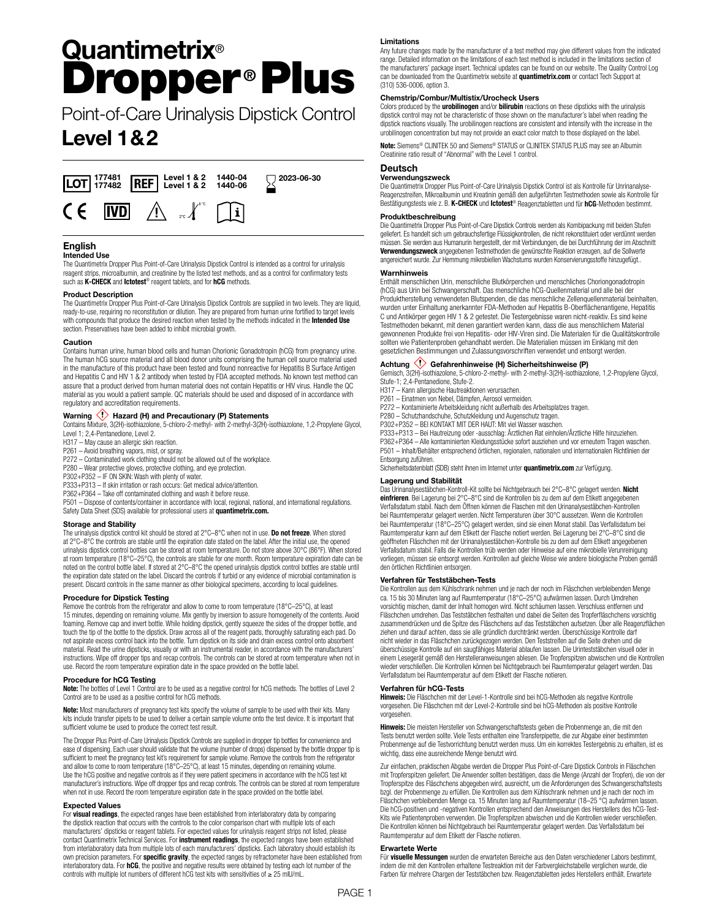# Quantimetrix® Dropper® Plus

Point-of-Care Urinalysis Dipstick Control

## Level 1&2

| LOT | REF | | |
|---|---|---|---|
| 177481 | Level 1 & 2 | 1440-04 | 2023-06-30 |
| 177482 | Level 1 & 2 | 1440-06 | |

CE IVD 2°C–8°C

## English

### Intended Use

The Quantimetrix Dropper Plus Point-of-Care Urinalysis Dipstick Control is intended as a control for urinalysis reagent strips, microalbumin, and creatinine by the listed test methods, and as a control for confirmatory tests such as **K-CHECK** and **Ictotest**® reagent tablets, and for **hCG** methods.

### Product Description

The Quantimetrix Dropper Plus Point-of-Care Urinalysis Dipstick Controls are supplied in two levels. They are liquid, ready-to-use, requiring no reconstitution or dilution. They are prepared from human urine fortified to target levels with compounds that produce the desired reaction when tested by the methods indicated in the **Intended Use** section. Preservatives have been added to inhibit microbial growth.

### Caution

Contains human urine, human blood cells and human Chorionic Gonadotropin (hCG) from pregnancy urine. The human hCG source material and all blood donor units comprising the human cell source material used in the manufacture of this product have been tested and found nonreactive for Hepatitis B Surface Antigen and Hepatitis C and HIV 1 & 2 antibody when tested by FDA accepted methods. No known test method can assure that a product derived from human material does not contain Hepatitis or HIV virus. Handle the QC material as you would a patient sample. QC materials should be used and disposed of in accordance with regulatory and accreditation requirements.

### Warning Hazard (H) and Precautionary (P) Statements

Contains Mixture, 3(2H)-isothiazolone, 5-chloro-2-methyl- with 2-methyl-3(2H)-isothiazolone, 1,2-Propylene Glycol, Level 1; 2,4-Pentanedione, Level 2.

H317 – May cause an allergic skin reaction.
P261 – Avoid breathing vapors, mist, or spray.
P272 – Contaminated work clothing should not be allowed out of the workplace.
P280 – Wear protective gloves, protective clothing, and eye protection.
P302+P352 – IF ON SKIN: Wash with plenty of water.
P333+P313 – If skin irritation or rash occurs: Get medical advice/attention.
P362+P364 – Take off contaminated clothing and wash it before reuse.
P501 – Dispose of contents/container in accordance with local, regional, national, and international regulations.
Safety Data Sheet (SDS) available for professional users at **quantimetrix.com.**

### Storage and Stability

The urinalysis dipstick control kit should be stored at 2°C–8°C when not in use. **Do not freeze**. When stored at 2°C–8°C the controls are stable until the expiration date stated on the label. After the initial use, the opened urinalysis dipstick control bottles can be stored at room temperature. Do not store above 30°C (86°F). When stored at room temperature (18°C–25°C), the controls are stable for one month. Room temperature expiration date can be noted on the control bottle label. If stored at 2°C–8°C the opened urinalysis dipstick control bottles are stable until the expiration date stated on the label. Discard the controls if turbid or any evidence of microbial contamination is present. Discard controls in the same manner as other biological specimens, according to local guidelines.

### Procedure for Dipstick Testing

Remove the controls from the refrigerator and allow to come to room temperature (18°C–25°C), at least 15 minutes, depending on remaining volume. Mix gently by inversion to assure homogeneity of the contents. Avoid foaming. Remove cap and invert bottle. While holding dipstick, gently squeeze the sides of the dropper bottle, and touch the tip of the bottle to the dipstick. Draw across all of the reagent pads, thoroughly saturating each pad. Do not aspirate excess control back into the bottle. Turn dipstick on its side and drain excess control onto absorbent material. Read the urine dipsticks, visually or with an instrumental reader, in accordance with the manufacturers' instructions. Wipe off dropper tips and recap controls. The controls can be stored at room temperature when not in use. Record the room temperature expiration date in the space provided on the bottle label.

### Procedure for hCG Testing

**Note:** The bottles of Level 1 Control are to be used as a negative control for hCG methods. The bottles of Level 2 Control are to be used as a positive control for hCG methods.

**Note:** Most manufacturers of pregnancy test kits specify the volume of sample to be used with their kits. Many kits include transfer pipets to be used to deliver a certain sample volume onto the test device. It is important that sufficient volume be used to produce the correct test result.

The Dropper Plus Point-of-Care Urinalysis Dipstick Controls are supplied in dropper tip bottles for convenience and ease of dispensing. Each user should validate that the volume (number of drops) dispensed by the bottle dropper tip is sufficient to meet the pregnancy test kit's requirement for sample volume. Remove the controls from the refrigerator and allow to come to room temperature (18°C–25°C), at least 15 minutes, depending on remaining volume. Use the hCG positive and negative controls as if they were patient specimens in accordance with the hCG test kit manufacturer's instructions. Wipe off dropper tips and recap controls. The controls can be stored at room temperature when not in use. Record the room temperature expiration date in the space provided on the bottle label.

### Expected Values

For **visual readings**, the expected ranges have been established from interlaboratory data by comparing the dipstick reaction that occurs with the controls to the color comparison chart with multiple lots of each manufacturers' dipsticks or reagent tablets. For expected values for urinalysis reagent strips not listed, please contact Quantimetrix Technical Services. For **instrument readings**, the expected ranges have been established from interlaboratory data from multiple lots of each manufacturers' dipsticks. Each laboratory should establish its own precision parameters. For **specific gravity**, the expected ranges by refractometer have been established from interlaboratory data. For **hCG**, the positive and negative results were obtained by testing each lot number of the controls with multiple lot numbers of different hCG test kits with sensitivities of ≥ 25 mIU/mL.

### Limitations

Any future changes made by the manufacturer of a test method may give different values from the indicated range. Detailed information on the limitations of each test method is included in the limitations section of the manufacturers' package insert. Technical updates can be found on our website. The Quality Control Log can be downloaded from the Quantimetrix website at **quantimetrix.com** or contact Tech Support at (310) 536-0006, option 3.

### Chemstrip/Combur/Multistix/Urocheck Users

Colors produced by the **urobilinogen** and/or **bilirubin** reactions on these dipsticks with the urinalysis dipstick control may not be characteristic of those shown on the manufacturer's label when reading the dipstick reactions visually. The urobilinogen reactions are consistent and intensify with the increase in the urobilinogen concentration but may not provide an exact color match to those displayed on the label.

**Note:** Siemens® CLINITEK 50 and Siemens® STATUS or CLINITEK STATUS PLUS may see an Albumin Creatinine ratio result of "Abnormal" with the Level 1 control.

## Deutsch

### Verwendungszweck

Die Quantimetrix Dropper Plus Point-of-Care Urinalysis Dipstick Control ist als Kontrolle für Unrinanalyse-Reagenzstreifen, Mikroalbumin und Kreatinin gemäß den aufgeführten Testmethoden sowie als Kontrolle für Bestätigungstests wie z. B. **K-CHECK** und **Ictotest**® Reagenztabletten und für **hCG**-Methoden bestimmt.

### Produktbeschreibung

Die Quantimetrix Dropper Plus Point-of-Care Dipstick Controls werden als Kombipackung mit beiden Stufen geliefert. Es handelt sich um gebrauchsfertige Flüssigkontrollen, die nicht rekonstituiert oder verdünnt werden müssen. Sie werden aus Humanurin hergestellt, der mit Verbindungen, die bei Durchführung der im Abschnitt **Verwendungszweck** angegebenen Testmethoden die gewünschte Reaktion erzeugen, auf die Sollwerte angereichert wurde. Zur Hemmung mikrobiellen Wachstums wurden Konservierungsstoffe hinzugefügt..

### Warnhinweis

Enthält menschlichen Urin, menschliche Blutkörperchen und menschliches Choriongonadotropin (hCG) aus Urin bei Schwangerschaft. Das menschliche hCG-Quellenmaterial und alle bei der Produktherstellung verwendeten Blutspenden, die das menschliche Zellenquellenmaterial beinhalten, wurden unter Einhaltung anerkannter FDA-Methoden auf Hepatitis B-Oberflächenantigene, Hepatitis C und Antikörper gegen HIV 1 & 2 getestet. Die Testergebnisse waren nicht-reaktiv. Es sind keine Testmethoden bekannt, mit denen garantiert werden kann, dass die aus menschlichem Material gewonnenen Produkte frei von Hepatitis- oder HIV-Viren sind. Die Materialien für die Qualitätskontrolle sollten wie Patientenproben gehandhabt werden. Die Materialien müssen im Einklang mit den gesetzlichen Bestimmungen und Zulassungsvorschriften verwendet und entsorgt werden.

### Achtung Gefahrenhinweise (H) Sicherheitshinweise (P)

Gemisch, 3(2H)-isothiazolone, 5-chloro-2-methyl- with 2-methyl-3(2H)-isothiazolone, 1,2-Propylene Glycol, Stufe-1; 2,4-Pentanedione, Stufe-2.

H317 – Kann allergische Hautreaktionen verursachen.
P261 – Einatmen von Nebel, Dämpfen, Aerosol vermeiden.
P272 – Kontaminierte Arbeitskleidung nicht außerhalb des Arbeitsplatzes tragen.
P280 – Schutzhandschuhe, Schutzkleidung und Augenschutz tragen.
P302+P352 – BEI KONTAKT MIT DER HAUT: Mit viel Wasser waschen.
P333+P313 – Bei Hautreizung oder -ausschlag: Ärztlichen Rat einholen/Ärztliche Hilfe hinzuziehen.
P362+P364 – Alle kontaminierten Kleidungsstücke sofort ausziehen und vor erneutem Tragen waschen.
P501 – Inhalt/Behälter entsprechend örtlichen, regionalen, nationalen und internationalen Richtlinien der Entsorgung zuführen.
Sicherheitsdatenblatt (SDB) steht ihnen im Internet unter **quantimetrix.com** zur Verfügung.

### Lagerung und Stabilität

Das Urinanalysestäbchen-Kontroll-Kit sollte bei Nichtgebrauch bei 2°C–8°C gelagert werden. **Nicht einfrieren**. Bei Lagerung bei 2°C–8°C sind die Kontrollen bis zu dem auf dem Etikett angegebenen Verfallsdatum stabil. Nach dem Öffnen können die Flaschen mit den Urinanalysestäbchen-Kontrollen bei Raumtemperatur gelagert werden. Nicht Temperaturen über 30°C aussetzen. Wenn die Kontrollen bei Raumtemperatur (18°C–25°C) gelagert werden, sind sie einen Monat stabil. Das Verfallsdatum bei Raumtemperatur kann auf dem Etikett der Flasche notiert werden. Bei Lagerung bei 2°C–8°C sind die geöffneten Fläschchen mit der Urinanalysestäbchen-Kontrolle bis zu dem auf dem Etikett angegebenen Verfallsdatum stabil. Falls die Kontrollen trüb werden oder Hinweise auf eine mikrobielle Verunreinigung vorliegen, müssen sie entsorgt werden. Kontrollen auf gleiche Weise wie andere biologische Proben gemäß den örtlichen Richtlinien entsorgen.

### Verfahren für Teststäbchen-Tests

Die Kontrollen aus dem Kühlschrank nehmen und je nach der noch im Fläschchen verbleibenden Menge ca. 15 bis 30 Minuten lang auf Raumtemperatur (18°C–25°C) aufwärmen lassen. Durch Umdrehen vorsichtig mischen, damit der Inhalt homogen wird. Nicht schäumen lassen. Verschluss entfernen und Fläschchen umdrehen. Das Teststäbchen festhalten und dabei die Seiten des Tropferfläschchens vorsichtig zusammendrücken und die Spitze des Fläschchens auf das Teststäbchen aufsetzen. Über alle Reagenzflächen ziehen und darauf achten, dass sie alle gründlich durchtränkt werden. Überschüssige Kontrolle darf nicht wieder in das Fläschchen zurückgezogen werden. Den Teststreifen auf die Seite drehen und die überschüssige Kontrolle auf ein saugfähiges Material ablaufen lassen. Die Urinteststäbchen visuell oder in einem Lesegerät gemäß den Herstelleranweisungen ablesen. Die Tropferspitzen abwischen und die Kontrollen wieder verschließen. Die Kontrollen können bei Nichtgebrauch bei Raumtemperatur gelagert werden. Das Verfallsdatum bei Raumtemperatur auf dem Etikett der Flasche notieren.

### Verfahren für hCG-Tests

**Hinweis:** Die Fläschchen mit der Level-1-Kontrolle sind bei hCG-Methoden als negative Kontrolle vorgesehen. Die Fläschchen mit der Level-2-Kontrolle sind bei hCG-Methoden als positive Kontrolle vorgesehen.

**Hinweis:** Die meisten Hersteller von Schwangerschaftstests geben die Probenmenge an, die mit den Tests benutzt werden sollte. Viele Tests enthalten eine Transferpipette, die zur Abgabe einer bestimmten Probenmenge auf die Testvorrichtung benutzt werden muss. Um ein korrektes Testergebnis zu erhalten, ist es wichtig, dass eine ausreichende Menge benutzt wird.

Zur einfachen, praktischen Abgabe werden die Dropper Plus Point-of-Care Dipstick Controls in Fläschchen mit Tropferspitzen geliefert. Die Anwender sollten bestätigen, dass die Menge (Anzahl der Tropfen), die von der Tropferspitze des Fläschchens abgegeben wird, ausreicht, um die Anforderungen des Schwangerschaftstests bzgl. der Probenmenge zu erfüllen. Die Kontrollen aus dem Kühlschrank nehmen und je nach der noch im Fläschchen verbleibenden Menge ca. 15 Minuten lang auf Raumtemperatur (18–25 °C) aufwärmen lassen. Die hCG-positiven und -negativen Kontrollen entsprechend den Anweisungen des Herstellers des hCG-Test-Kits wie Patientenproben verwenden. Die Tropferspitzen abwischen und die Kontrollen wieder verschließen. Die Kontrollen können bei Nichtgebrauch bei Raumtemperatur gelagert werden. Das Verfallsdatum bei Raumtemperatur auf dem Etikett der Flasche notieren.

### Erwartete Werte

Für **visuelle Messungen** wurden die erwarteten Bereiche aus den Daten verschiedener Labors bestimmt, indem die mit den Kontrollen erhaltene Testreaktion mit der Farbvergleichstabelle verglichen wurde, die Farben für mehrere Chargen der Teststäbchen bzw. Reagenztabletten jedes Herstellers enthält. Erwartete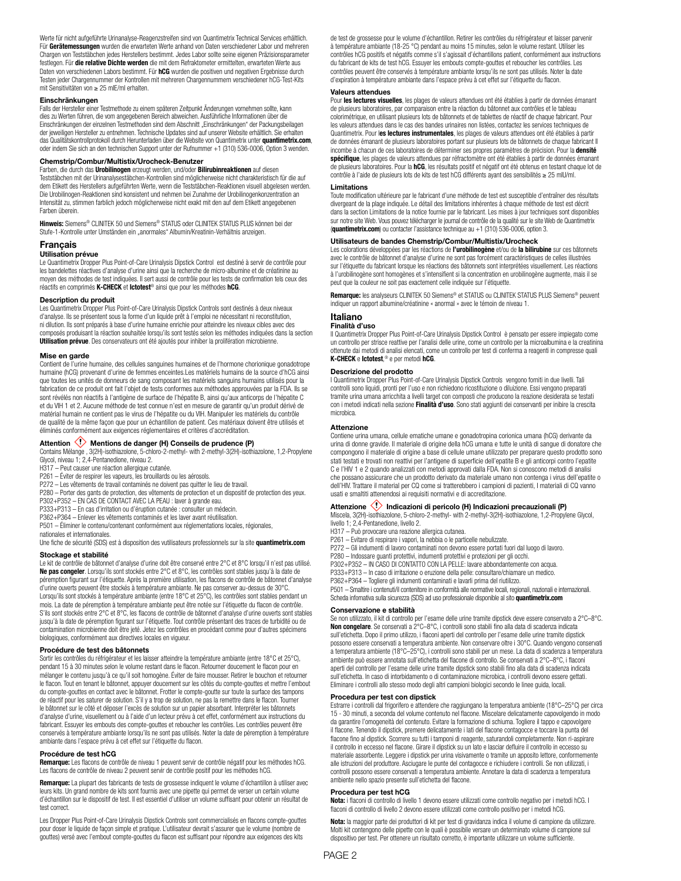Werte für nicht aufgeführte Urinanalyse-Reagenzstreifen sind von Quantimetrix Technical Services erhältlich. Für **Gerätemessungen** wurden die erwarteten Werte anhand von Daten verschiedener Labor und mehreren Chargen von Teststäbchen jedes Herstellers bestimmt. Jedes Labor sollte seine eigenen Präzisionsparameter festlegen. Für **die relative Dichte werden** die mit dem Refraktometer ermittelten, erwarteten Werte aus Daten von verschiedenen Labors bestimmt. Für **hCG** wurden die positiven und negativen Ergebnisse durch Testen jeder Chargennummer der Kontrollen mit mehreren Chargennummern verschiedener hCG-Test-Kits mit Sensitivitäten von ≥ 25 mIE/ml erhalten.

#### Einschränkungen

Falls der Hersteller einer Testmethode zu einem späteren Zeitpunkt Änderungen vornehmen sollte, kann dies zu Werten führen, die vom angegebenen Bereich abweichen. Ausführliche Informationen über die Einschränkungen der einzelnen Testmethoden sind dem Abschnitt „Einschränkungen" der Packungsbeilagen der jeweiligen Hersteller zu entnehmen. Technische Updates sind auf unserer Website erhältlich. Sie erhalten das Qualitätskontrollprotokoll durch Herunterladen über die Website von Quantimetrix unter **quantimetrix.com**, oder indem Sie sich an den technischen Support unter der Rufnummer +1 (310) 536-0006, Option 3 wenden.

#### Chemstrip/Combur/Multistix/Urocheck-Benutzer

Farben, die durch das **Urobilinogen** erzeugt werden, und/oder **Bilirubinreaktionen** auf diesen Teststäbchen mit der Urinanalysestäbchen-Kontrollen sind möglicherweise nicht charakteristisch für die auf dem Etikett des Herstellers aufgeführten Werte, wenn die Teststäbchen-Reaktionen visuell abgelesen werden. Die Urobilinogen-Reaktionen sind konsistent und nehmen bei Zunahme der Urobilinogenkonzentration an Intensität zu, stimmen farblich jedoch möglicherweise nicht exakt mit den auf dem Etikett angegebenen Farben überein.

**Hinweis:** Siemens® CLINITEK 50 und Siemens® STATUS oder CLINITEK STATUS PLUS können bei der Stufe-1-Kontrolle unter Umständen ein „anormales" Albumin/Kreatinin-Verhältnis anzeigen.

## Français

#### Utilisation prévue

Le Quantimetrix Dropper Plus Point-of-Care Urinalysis Dipstick Control est destiné à servir de contrôle pour les bandelettes réactives d'analyse d'urine ainsi que la recherche de micro-albumine et de créatinine au moyen des méthodes de test indiquées. Il sert aussi de contrôle pour les tests de confirmation tels ceux des réactifs en comprimés **K-CHECK** et **Ictotest**® ainsi que pour les méthodes **hCG**.

#### Description du produit

Les Quantimetrix Dropper Plus Point-of-Care Urinalysis Dipstick Controls sont destinés à deux niveaux d'analyse. Ils se présentent sous la forme d'un liquide prêt à l'emploi ne nécessitant ni reconstitution, ni dilution. Ils sont préparés à base d'urine humaine enrichie pour atteindre les niveaux cibles avec des composés produisant la réaction souhaitée lorsqu'ils sont testés selon les méthodes indiquées dans la section **Utilisation prévue**. Des conservateurs ont été ajoutés pour inhiber la prolifération microbienne.

#### Mise en garde

Contient de l'urine humaine, des cellules sanguines humaines et de l'hormone chorionique gonadotrope humaine (hCG) provenant d'urine de femmes enceintes.Les matériels humains de la source d'hCG ainsi que toutes les unités de donneurs de sang composant les matériels sanguins humains utilisés pour la fabrication de ce produit ont fait l'objet de tests conformes aux méthodes approuvées par la FDA. Ils se sont révélés non réactifs à l'antigène de surface de l'hépatite B, ainsi qu'aux anticorps de l'hépatite C et du VIH 1 et 2. Aucune méthode de test connue n'est en mesure de garantir qu'un produit dérivé de matériel humain ne contient pas le virus de l'hépatite ou du VIH. Manipuler les matériels du contrôle de qualité de la même façon que pour un échantillon de patient. Ces matériaux doivent être utilisés et éliminés conformément aux exigences réglementaires et critères d'accréditation.

#### Attention ⚠ Mentions de danger (H) Conseils de prudence (P)

Contains Mélange , 3(2H)-isothiazolone, 5-chloro-2-methyl- with 2-methyl-3(2H)-isothiazolone, 1,2-Propylene Glycol, niveau 1; 2,4-Pentanedione, niveau 2.

H317 – Peut causer une réaction allergique cutanée.

P261 – Éviter de respirer les vapeurs, les brouillards ou les aérosols.

P272 – Les vêtements de travail contaminés ne doivent pas quitter le lieu de travail.

P280 – Porter des gants de protection, des vêtements de protection et un dispositif de protection des yeux.

P302+P352 – EN CAS DE CONTACT AVEC LA PEAU : laver à grande eau.

P333+P313 – En cas d'irritation ou d'éruption cutanée : consulter un médecin.

P362+P364 – Enlever les vêtements contaminés et les laver avant réutilisation.

P501 – Éliminer le contenu/contenant conformément aux réglementations locales, régionales, nationales et internationales.

Une fiche de sécurité (SDS) est à disposition des vutilisateurs professionnels sur la site **quantimetrix.com**

#### Stockage et stabilité

Le kit de contrôle de bâtonnet d'analyse d'urine doit être conservé entre 2°C et 8°C lorsqu'il n'est pas utilisé. **Ne pas congeler**. Lorsqu'ils sont stockés entre 2°C et 8°C, les contrôles sont stables jusqu'à la date de péremption figurant sur l'étiquette. Après la première utilisation, les flacons de contrôle de bâtonnet d'analyse d'urine ouverts peuvent être stockés à température ambiante. Ne pas conserver au-dessus de 30°C. Lorsqu'ils sont stockés à température ambiante (entre 18°C et 25°C), les contrôles sont stables pendant un mois. La date de péremption à température ambiante peut être notée sur l'étiquette du flacon de contrôle. S'ils sont stockés entre 2°C et 8°C, les flacons de contrôle de bâtonnet d'analyse d'urine ouverts sont stables jusqu'à la date de péremption figurant sur l'étiquette. Tout contrôle présentant des traces de turbidité ou de contamination microbienne doit être jeté. Jetez les contrôles en procédant comme pour d'autres spécimens biologiques, conformément aux directives locales en vigueur.

#### Procédure de test des bâtonnets

Sortir les contrôles du réfrigérateur et les laisser atteindre la température ambiante (entre 18°C et 25°C), pendant 15 à 30 minutes selon le volume restant dans le flacon. Retourner doucement le flacon pour en mélanger le contenu jusqu'à ce qu'il soit homogène. Éviter de faire mousser. Retirer le bouchon et retourner le flacon. Tout en tenant le bâtonnet, appuyer doucement sur les côtés du compte-gouttes et mettre l'embout du compte-gouttes en contact avec le bâtonnet. Frotter le compte-goutte sur toute la surface des tampons de réactif pour les saturer de solution. S'il y a trop de solution, ne pas la remettre dans le flacon. Tourner le bâtonnet sur le côté et déposer l'excès de solution sur un papier absorbant. Interpréter les bâtonnets d'analyse d'urine, visuellement ou à l'aide d'un lecteur prévu à cet effet, conformément aux instructions du fabricant. Essuyer les embouts des compte-gouttes et reboucher les contrôles. Les contrôles peuvent être conservés à température ambiante lorsqu'ils ne sont pas utilisés. Noter la date de péremption à température ambiante dans l'espace prévu à cet effet sur l'étiquette du flacon.

#### Procédure de test hCG

**Remarque:** Les flacons de contrôle de niveau 1 peuvent servir de contrôle négatif pour les méthodes hCG. Les flacons de contrôle de niveau 2 peuvent servir de contrôle positif pour les méthodes hCG.

**Remarque:** La plupart des fabricants de tests de grossesse indiquent le volume d'échantillon à utiliser avec leurs kits. Un grand nombre de kits sont fournis avec une pipette qui permet de verser un certain volume d'échantillon sur le dispositif de test. Il est essentiel d'utiliser un volume suffisant pour obtenir un résultat de test correct.

Les Dropper Plus Point-of-Care Urinalysis Dipstick Controls sont commercialisés en flacons compte-gouttes pour doser le liquide de façon simple et pratique. L'utilisateur devrait s'assurer que le volume (nombre de gouttes) versé avec l'embout compte-gouttes du flacon est suffisant pour répondre aux exigences des kits de test de grossesse pour le volume d'échantillon. Retirer les contrôles du réfrigérateur et laisser parvenir à température ambiante (18-25 °C) pendant au moins 15 minutes, selon le volume restant. Utiliser les contrôles hCG positifs et négatifs comme s'il s'agissait d'échantillons patient, conformément aux instructions du fabricant de kits de test hCG. Essuyer les embouts compte-gouttes et reboucher les contrôles. Les contrôles peuvent être conservés à température ambiante lorsqu'ils ne sont pas utilisés. Noter la date d'expiration à température ambiante dans l'espace prévu à cet effet sur l'étiquette du flacon.

#### Valeurs attendues

Pour **les lectures visuelles**, les plages de valeurs attendues ont été établies à partir de données émanant de plusieurs laboratoires, par comparaison entre la réaction du bâtonnet aux contrôles et le tableau colorimétrique, en utilisant plusieurs lots de bâtonnets et de tablettes de réactif de chaque fabricant. Pour les valeurs attendues dans le cas des bandes urinaires non listées, contactez les services techniques de Quantimetrix. Pour l**es lectures instrumentales**, les plages de valeurs attendues ont été établies à partir de données émanant de plusieurs laboratoires portant sur plusieurs lots de bâtonnets de chaque fabricant Il incombe à chacun de ces laboratoires de déterminer ses propres paramètres de précision. Pour la **densité spécifique**, les plages de valeurs attendues par réfractomètre ont été établies à partir de données émanant de plusieurs laboratoires. Pour la **hCG**, les résultats positif et négatif ont été obtenus en testant chaque lot de contrôle à l'aide de plusieurs lots de kits de test hCG différents ayant des sensibilités ≥ 25 mIU/ml.

#### Limitations

Toute modification ultérieure par le fabricant d'une méthode de test est susceptible d'entraîner des résultats divergeant de la plage indiquée. Le détail des limitations inhérentes à chaque méthode de test est décrit dans la section Limitations de la notice fournie par le fabricant. Les mises à jour techniques sont disponibles sur notre site Web. Vous pouvez télécharger le journal de contrôle de la qualité sur le site Web de Quantimetrix (**quantimetrix.com**) ou contacter l'assistance technique au +1 (310) 536-0006, option 3.

#### Utilisateurs de bandes Chemstrip/Combur/Multistix/Urocheck

Les colorations développées par les réactions de **l'urobilinogène** et/ou de **la bilirubine** sur ces bâtonnets avec le contrôle de bâtonnet d'analyse d'urine ne sont pas forcément caractéristiques de celles illustrées sur l'étiquette du fabricant lorsque les réactions des bâtonnets sont interprétées visuellement. Les réactions à l'urobilinogène sont homogènes et s'intensifient si la concentration en urobilinogène augmente, mais il se peut que la couleur ne soit pas exactement celle indiquée sur l'étiquette.

**Remarque:** les analyseurs CLINITEK 50 Siemens® et STATUS ou CLINITEK STATUS PLUS Siemens® peuvent indiquer un rapport albumine/créatinine « anormal » avec le témoin de niveau 1.

## Italiano

#### Finalità d'uso

Il Quantimetrix Dropper Plus Point-of-Care Urinalysis Dipstick Control è pensato per essere impiegato come un controllo per strisce reattive per l'analisi delle urine, come un controllo per la microalbumina e la creatinina ottenute dai metodi di analisi elencati, come un controllo per test di conferma a reagenti in compresse quali **K-CHECK** e **Ictotest**,® e per metodi **hCG**.

#### Descrizione del prodotto

I Quantimetrix Dropper Plus Point-of-Care Urinalysis Dipstick Controls vengono forniti in due livelli. Tali controlli sono liquidi, pronti per l'uso e non richiedono ricostituzione o diluizione. Essi vengono preparati tramite urina umana arricchita a livelli target con composti che producono la reazione desiderata se testati con i metodi indicati nella sezione **Finalità d'uso**. Sono stati aggiunti dei conservanti per inibire la crescita microbica.

#### Attenzione

Contiene urina umana, cellule ematiche umane e gonadotropina corionica umana (hCG) derivante da urina di donne gravide. Il materiale di origine della hCG umana e tutte le unità di sangue di donatore che compongono il materiale di origine a base di cellule umane utilizzato per preparare questo prodotto sono stati testati e trovati non reattivi per l'antigene di superficie dell'epatite B e gli anticorpi contro l'epatite C e l'HIV 1 e 2 quando analizzati con metodi approvati dalla FDA. Non si conoscono metodi di analisi che possano assicurare che un prodotto derivato da materiale umano non contenga i virus dell'epatite o dell'HIV. Trattare il material per CQ come si tratterebbero i campioni di pazienti, I materiali di CQ vanno usati e smaltiti attenendosi ai requisiti normativi e di accreditazione.

#### Attenzione ⚠ Indicazioni di pericolo (H) Indicazioni precauzionali (P)

Miscela, 3(2H)-isothiazolone, 5-chloro-2-methyl- with 2-methyl-3(2H)-isothiazolone, 1,2-Propylene Glycol, livello 1; 2,4-Pentanedione, livello 2.

H317 – Può provocare una reazione allergica cutanea.

P261 – Evitare di respirare i vapori, la nebbia o le particelle nebulizzate.

P272 – Gli indumenti di lavoro contaminati non devono essere portati fuori dal luogo di lavoro.

P280 – Indossare guanti protettivi, indumenti protettivi e protezioni per gli occhi.

P302+P352 – IN CASO DI CONTATTO CON LA PELLE: lavare abbondantemente con acqua.

P333+P313 – In caso di irritazione o eruzione della pelle: consultare/chiamare un medico.

P362+P364 – Togliere gli indumenti contaminati e lavarli prima del riutilizzo.

P501 – Smaltire i contenuti/il contenitore in conformità alle normative locali, regionali, nazionali e internazionali.

Scheda informativa sulla sicurezza (SDS) ad uso professionale disponibile al sito **quantimetrix.com**

#### Conservazione e stabilità

Se non utilizzato, il kit di controllo per l'esame delle urine tramite dipstick deve essere conservato a 2°C–8°C. **Non congelare**. Se conservati a 2°C–8°C, i controlli sono stabili fino alla data di scadenza indicata sull'etichetta. Dopo il primo utilizzo, i flaconi aperti del controllo per l'esame delle urine tramite dipstick possono essere conservati a temperatura ambiente. Non conservare oltre i 30°C. Quando vengono conservati a temperatura ambiente (18°C–25°C), i controlli sono stabili per un mese. La data di scadenza a temperatura ambiente può essere annotata sull'etichetta del flacone di controllo. Se conservati a 2°C–8°C, i flaconi aperti del controllo per l'esame delle urine tramite dipstick sono stabili fino alla data di scadenza indicata sull'etichetta. In caso di intorbidamento o di contaminazione microbica, i controlli devono essere gettati. Eliminare i controlli allo stesso modo degli altri campioni biologici secondo le linee guida, locali.

#### Procedura per test con dipstick

Estrarre i controlli dal frigorifero e attendere che raggiungano la temperatura ambiente (18°C–25°C) per circa 15 - 30 minuti, a seconda del volume contenuto nel flacone. Miscelare delicatamente capovolgendo in modo da garantire l'omogeneità del contenuto. Evitare la formazione di schiuma. Togliere il tappo e capovolgere il flacone. Tenendo il dipstick, premere delicatamente i lati del flacone contagocce e toccare la punta del flacone fino al dipstick. Scorrere su tutti i tamponi di reagente, saturandoli completamente. Non ri-aspirare il controllo in eccesso nel flacone. Girare il dipstick su un lato e lasciar defluire il controllo in eccesso su materiale assorbente. Leggere i dipstick per urina visivamente o tramite un apposito lettore, conformemente alle istruzioni del produttore. Asciugare le punte del contagocce e richiudere i controlli. Se non utilizzati, i controlli possono essere conservati a temperatura ambiente. Annotare la data di scadenza a temperatura ambiente nello spazio presente sull'etichetta del flacone.

#### Procedura per test hCG

**Nota:** i flaconi di controllo di livello 1 devono essere utilizzati come controllo negativo per i metodi hCG. I flaconi di controllo di livello 2 devono essere utilizzati come controllo positivo per i metodi hCG.

**Nota:** la maggior parte dei produttori di kit per test di gravidanza indica il volume di campione da utilizzare. Molti kit contengono delle pipette con le quali è possibile versare un determinato volume di campione sul dispositivo per test. Per ottenere un risultato corretto, è importante utilizzare un volume sufficiente.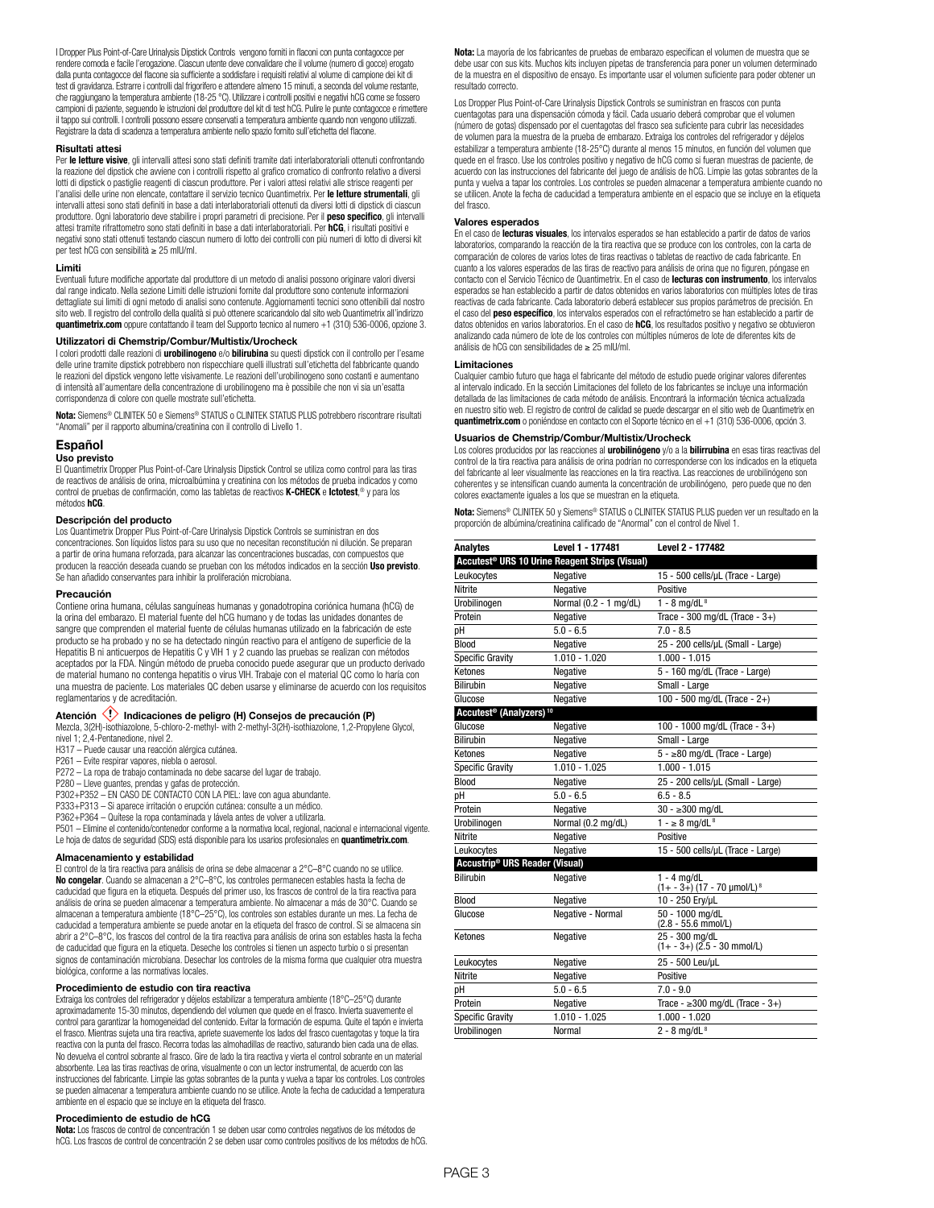I Dropper Plus Point-of-Care Urinalysis Dipstick Controls vengono forniti in flaconi con punta contagocce per rendere comoda e facile l'erogazione. Ciascun utente deve convalidare che il volume (numero di gocce) erogato dalla punta contagocce del flacone sia sufficiente a soddisfare i requisiti relativi al volume di campione dei kit di test di gravidanza. Estrarre i controlli dal frigorifero e attendere almeno 15 minuti, a seconda del volume restante, che raggiungano la temperatura ambiente (18-25 °C). Utilizzare i controlli positivi e negativi hCG come se fossero campioni di paziente, seguendo le istruzioni del produttore del kit di test hCG. Pulire le punte contagocce e rimettere il tappo sui controlli. I controlli possono essere conservati a temperatura ambiente quando non vengono utilizzati. Registrare la data di scadenza a temperatura ambiente nello spazio fornito sull'etichetta del flacone.

#### Risultati attesi

Per **le letture visive**, gli intervalli attesi sono stati definiti tramite dati interlaboratoriali ottenuti confrontando la reazione del dipstick che avviene con i controlli rispetto al grafico cromatico di confronto relativo a diversi lotti di dipstick o pastiglie reagenti di ciascun produttore. Per i valori attesi relativi alle strisce reagenti per l'analisi delle urine non elencate, contattare il servizio tecnico Quantimetrix. Per **le letture strumentali**, gli intervalli attesi sono stati definiti in base a dati interlaboratoriali ottenuti da diversi lotti di dipstick di ciascun produttore. Ogni laboratorio deve stabilire i propri parametri di precisione. Per il **peso specifico**, gli intervalli attesi tramite rifrattometro sono stati definiti in base a dati interlaboratoriali. Per **hCG**, i risultati positivi e negativi sono stati ottenuti testando ciascun numero di lotto dei controlli con più numeri di lotto di diversi kit per test hCG con sensibilità ≥ 25 mIU/ml.

#### Limiti

Eventuali future modifiche apportate dal produttore di un metodo di analisi possono originare valori diversi dal range indicato. Nella sezione Limiti delle istruzioni fornite dal produttore sono contenute informazioni dettagliate sui limiti di ogni metodo di analisi sono contenute. Aggiornamenti tecnici sono ottenibili dal nostro sito web. Il registro del controllo della qualità si può ottenere scaricandolo dal sito web Quantimetrix all'indirizzo **quantimetrix.com** oppure contattando il team del Supporto tecnico al numero +1 (310) 536-0006, opzione 3.

#### Utilizzatori di Chemstrip/Combur/Multistix/Urocheck

I colori prodotti dalle reazioni di **urobilinogeno** e/o **bilirubina** su questi dipstick con il controllo per l'esame delle urine tramite dipstick potrebbero non rispecchiare quelli illustrati sull'etichetta del fabbricante quando le reazioni del dipstick vengono lette visivamente. Le reazioni dell'urobilinogeno sono costanti e aumentano di intensità all'aumentare della concentrazione di urobilinogeno ma è possibile che non vi sia un'esatta corrispondenza di colore con quelle mostrate sull'etichetta.

**Nota:** Siemens® CLINITEK 50 e Siemens® STATUS o CLINITEK STATUS PLUS potrebbero riscontrare risultati "Anomali" per il rapporto albumina/creatinina con il controllo di Livello 1.

## Español

#### Uso previsto

El Quantimetrix Dropper Plus Point-of-Care Urinalysis Dipstick Control se utiliza como control para las tiras de reactivos de análisis de orina, microalbúmina y creatinina con los métodos de prueba indicados y como control de pruebas de confirmación, como las tabletas de reactivos **K-CHECK** e **Ictotest**,® y para los métodos **hCG**.

#### Descripción del producto

Los Quantimetrix Dropper Plus Point-of-Care Urinalysis Dipstick Controls se suministran en dos concentraciones. Son líquidos listos para su uso que no necesitan reconstitución ni dilución. Se preparan a partir de orina humana reforzada, para alcanzar las concentraciones buscadas, con compuestos que producen la reacción deseada cuando se prueban con los métodos indicados en la sección **Uso previsto**. Se han añadido conservantes para inhibir la proliferación microbiana.

#### Precaución

Contiene orina humana, células sanguíneas humanas y gonadotropina coriónica humana (hCG) de la orina del embarazo. El material fuente del hCG humano y de todas las unidades donantes de sangre que comprenden el material fuente de células humanas utilizado en la fabricación de este producto se ha probado y no se ha detectado ningún reactivo para el antígeno de superficie de la Hepatitis B ni anticuerpos de Hepatitis C y VIH 1 y 2 cuando las pruebas se realizan con métodos aceptados por la FDA. Ningún método de prueba conocido puede asegurar que un producto derivado de material humano no contenga hepatitis o virus VIH. Trabaje con el material QC como lo haría con una muestra de paciente. Los materiales QC deben usarse y eliminarse de acuerdo con los requisitos reglamentarios y de acreditación.

#### Atención ⚠ Indicaciones de peligro (H) Consejos de precaución (P)

Mezcla, 3(2H)-isothiazolone, 5-chloro-2-methyl- with 2-methyl-3(2H)-isothiazolone, 1,2-Propylene Glycol, nivel 1; 2,4-Pentanedione, nivel 2.

H317 – Puede causar una reacción alérgica cutánea.

P261 – Evite respirar vapores, niebla o aerosol.

P272 – La ropa de trabajo contaminada no debe sacarse del lugar de trabajo.

P280 – Lleve guantes, prendas y gafas de protección.

P302+P352 – EN CASO DE CONTACTO CON LA PIEL: lave con agua abundante.

P333+P313 – Si aparece irritación o erupción cutánea: consulte a un médico.

P362+P364 – Quítese la ropa contaminada y lávela antes de volver a utilizarla.

P501 – Elimine el contenido/contenedor conforme a la normativa local, regional, nacional e internacional vigente.

La hoja de datos de seguridad (SDS) está disponible para los usarios profesionales en **quantimetrix.com**.

#### Almacenamiento y estabilidad

El control de la tira reactiva para análisis de orina se debe almacenar a 2°C–8°C cuando no se utilice. **No congelar**. Cuando se almacenan a 2°C–8°C, los controles permanecen estables hasta la fecha de caducidad que figura en la etiqueta. Después del primer uso, los frascos de control de la tira reactiva para análisis de orina se pueden almacenar a temperatura ambiente. No almacenar a más de 30°C. Cuando se almacenan a temperatura ambiente (18°C–25°C), los controles son estables durante un mes. La fecha de caducidad a temperatura ambiente se puede anotar en la etiqueta del frasco de control. Si se almacena sin abrir a 2°C–8°C, los frascos del control de la tira reactiva para análisis de orina son estables hasta la fecha de caducidad que figura en la etiqueta. Deseche los controles si tienen un aspecto turbio o si presentan signos de contaminación microbiana. Desechar los controles de la misma forma que cualquier otra muestra biológica, conforme a las normativas locales.

#### Procedimiento de estudio con tira reactiva

Extraiga los controles del refrigerador y déjelos estabilizar a temperatura ambiente (18°C–25°C) durante aproximadamente 15-30 minutos, dependiendo del volumen que quede en el frasco. Invierta suavemente el control para garantizar la homogeneidad del contenido. Evitar la formación de espuma. Quite el tapón e invierta el frasco. Mientras sujeta una tira reactiva, apriete suavemente los lados del frasco cuentagotas y toque la tira reactiva con la punta del frasco. Recorra todas las almohadillas de reactivo, saturando bien cada una de ellas. No devuelva el control sobrante al frasco. Gire de lado la tira reactiva y vierta el control sobrante en un material absorbente. Lea las tiras reactivas de orina, visualmente o con un lector instrumental, de acuerdo con las instrucciones del fabricante. Limpie las gotas sobrantes de la punta y vuelva a tapar los controles. Los controles se pueden almacenar a temperatura ambiente cuando no se utilice. Anote la fecha de caducidad a temperatura ambiente en el espacio que se incluye en la etiqueta del frasco.

#### Procedimiento de estudio de hCG

**Nota:** Los frascos de control de concentración 1 se deben usar como controles negativos de los métodos de hCG. Los frascos de control de concentración 2 se deben usar como controles positivos de los métodos de hCG.

**Nota:** La mayoría de los fabricantes de pruebas de embarazo especifican el volumen de muestra que se debe usar con sus kits. Muchos kits incluyen pipetas de transferencia para poner un volumen determinado de la muestra en el dispositivo de ensayo. Es importante usar el volumen suficiente para poder obtener un resultado correcto.

Los Dropper Plus Point-of-Care Urinalysis Dipstick Controls se suministran en frascos con punta cuentagotas para una dispensación cómoda y fácil. Cada usuario deberá comprobar que el volumen (número de gotas) dispensado por el cuentagotas del frasco sea suficiente para cubrir las necesidades de volumen para la muestra de la prueba de embarazo. Extraiga los controles del refrigerador y déjelos estabilizar a temperatura ambiente (18-25°C) durante al menos 15 minutos, en función del volumen que quede en el frasco. Use los controles positivo y negativo de hCG como si fueran muestras de paciente, de acuerdo con las instrucciones del fabricante del juego de análisis de hCG. Limpie las gotas sobrantes de la punta y vuelva a tapar los controles. Los controles se pueden almacenar a temperatura ambiente cuando no se utilicen. Anote la fecha de caducidad a temperatura ambiente en el espacio que se incluye en la etiqueta del frasco.

#### Valores esperados

En el caso de **lecturas visuales**, los intervalos esperados se han establecido a partir de datos de varios laboratorios, comparando la reacción de la tira reactiva que se produce con los controles, con la carta de comparación de colores de varios lotes de tiras reactivas o tabletas de reactivo de cada fabricante. En cuanto a los valores esperados de las tiras de reactivo para análisis de orina que no figuren, póngase en contacto con el Servicio Técnico de Quantimetrix. En el caso de **lecturas con instrumento**, los intervalos esperados se han establecido a partir de datos obtenidos en varios laboratorios con múltiples lotes de tiras reactivas de cada fabricante. Cada laboratorio deberá establecer sus propios parámetros de precisión. En el caso del **peso específico**, los intervalos esperados con el refractómetro se han establecido a partir de datos obtenidos en varios laboratorios. En el caso de **hCG**, los resultados positivo y negativo se obtuvieron analizando cada número de lote de los controles con múltiples números de lote de diferentes kits de análisis de hCG con sensibilidades de ≥ 25 mIU/ml.

#### Limitaciones

Cualquier cambio futuro que haga el fabricante del método de estudio puede originar valores diferentes al intervalo indicado. En la sección Limitaciones del folleto de los fabricantes se incluye una información detallada de las limitaciones de cada método de análisis. Encontrará la información técnica actualizada en nuestro sitio web. El registro de control de calidad se puede descargar en el sitio web de Quantimetrix en **quantimetrix.com** o poniéndose en contacto con el Soporte técnico en el +1 (310) 536-0006, opción 3.

#### Usuarios de Chemstrip/Combur/Multistix/Urocheck

Los colores producidos por las reacciones al **urobilinógeno** y/o a la **bilirrubina** en esas tiras reactivas del control de la tira reactiva para análisis de orina podrían no corresponderse con los indicados en la etiqueta del fabricante al leer visualmente las reacciones en la tira reactiva. Las reacciones de urobilinógeno son coherentes y se intensifican cuando aumenta la concentración de urobilinógeno, pero puede que no den colores exactamente iguales a los que se muestran en la etiqueta.

**Nota:** Siemens® CLINITEK 50 y Siemens® STATUS o CLINITEK STATUS PLUS pueden ver un resultado en la proporción de albúmina/creatinina calificado de "Anormal" con el control de Nivel 1.

| Analytes | Level 1 - 177481 | Level 2 - 177482 |
|---|---|---|
| **Accutest® URS 10 Urine Reagent Strips (Visual)** | | |
| Leukocytes | Negative | 15 - 500 cells/µL (Trace - Large) |
| Nitrite | Negative | Positive |
| Urobilinogen | Normal (0.2 - 1 mg/dL) | 1 - 8 mg/dL [8] |
| Protein | Negative | Trace - 300 mg/dL (Trace - 3+) |
| pH | 5.0 - 6.5 | 7.0 - 8.5 |
| Blood | Negative | 25 - 200 cells/µL (Small - Large) |
| Specific Gravity | 1.010 - 1.020 | 1.000 - 1.015 |
| Ketones | Negative | 5 - 160 mg/dL (Trace - Large) |
| Bilirubin | Negative | Small - Large |
| Glucose | Negative | 100 - 500 mg/dL (Trace - 2+) |
| **Accutest® (Analyzers) [10]** | | |
| Glucose | Negative | 100 - 1000 mg/dL (Trace - 3+) |
| Bilirubin | Negative | Small - Large |
| Ketones | Negative | 5 - ≥80 mg/dL (Trace - Large) |
| Specific Gravity | 1.010 - 1.025 | 1.000 - 1.015 |
| Blood | Negative | 25 - 200 cells/µL (Small - Large) |
| pH | 5.0 - 6.5 | 6.5 - 8.5 |
| Protein | Negative | 30 - ≥300 mg/dL |
| Urobilinogen | Normal (0.2 mg/dL) | 1 - ≥ 8 mg/dL [8] |
| Nitrite | Negative | Positive |
| Leukocytes | Negative | 15 - 500 cells/µL (Trace - Large) |
| **Accustrip® URS Reader (Visual)** | | |
| Bilirubin | Negative | 1 - 4 mg/dL (1+ - 3+) (17 - 70 µmol/L) [8] |
| Blood | Negative | 10 - 250 Ery/µL |
| Glucose | Negative - Normal | 50 - 1000 mg/dL (2.8 - 55.6 mmol/L) |
| Ketones | Negative | 25 - 300 mg/dL (1+ - 3+) (2.5 - 30 mmol/L) |
| Leukocytes | Negative | 25 - 500 Leu/µL |
| Nitrite | Negative | Positive |
| pH | 5.0 - 6.5 | 7.0 - 9.0 |
| Protein | Negative | Trace - ≥300 mg/dL (Trace - 3+) |
| Specific Gravity | 1.010 - 1.025 | 1.000 - 1.020 |
| Urobilinogen | Normal | 2 - 8 mg/dL [8] |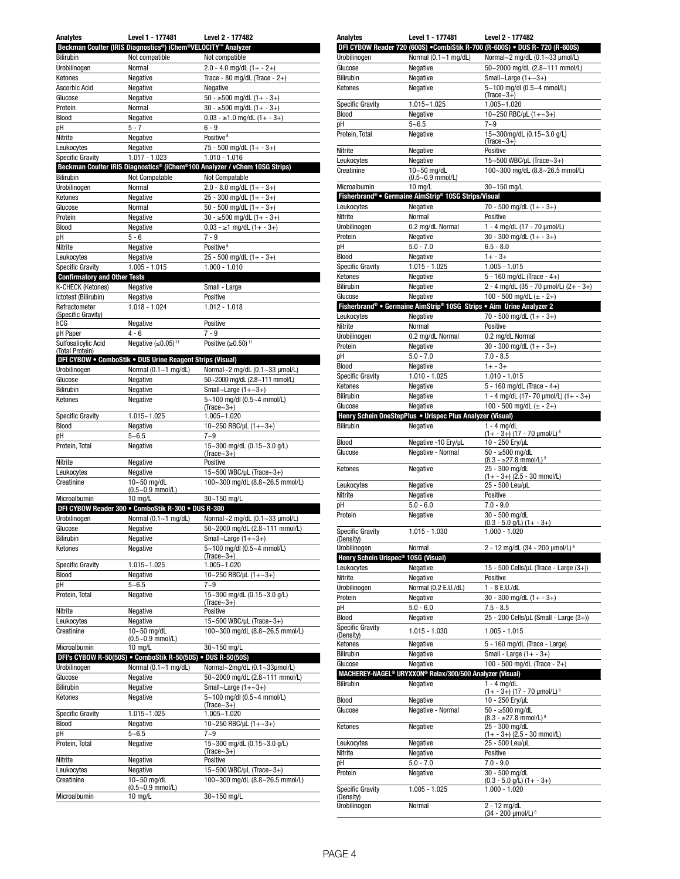| Analytes | Level 1 - 177481 | Level 2 - 177482 |
|---|---|---|
| **Beckman Coulter (IRIS Diagnostics®) iChem®VELOCITY™ Analyzer** | | |
| Bilirubin | Not compatible | Not compatible |
| Urobilinogen | Normal | 2.0 - 4.0 mg/dL (1+ - 2+) |
| Ketones | Negative | Trace - 80 mg/dL (Trace - 2+) |
| Ascorbic Acid | Negative | Negative |
| Glucose | Negative | 50 - ≥500 mg/dL (1+ - 3+) |
| Protein | Normal | 30 - ≥500 mg/dL (1+ - 3+) |
| Blood | Negative | 0.03 - ≥1.0 mg/dL (1+ - 3+) |
| pH | 5 - 7 | 6 - 9 |
| Nitrite | Negative | Positive [8] |
| Leukocytes | Negative | 75 - 500 mg/dL (1+ - 3+) |
| Specific Gravity | 1.017 - 1.023 | 1.010 - 1.016 |
| **Beckman Coulter IRIS Diagnostics® (iChem®100 Analyzer / vChem 10SG Strips)** | | |
| Bilirubin | Not Compatable | Not Compatable |
| Urobilinogen | Normal | 2.0 - 8.0 mg/dL (1+ - 3+) |
| Ketones | Negative | 25 - 300 mg/dL (1+ - 3+) |
| Glucose | Normal | 50 - 500 mg/dL (1+ - 3+) |
| Protein | Negative | 30 - ≥500 mg/dL (1+ - 3+) |
| Blood | Negative | 0.03 - ≥1 mg/dL (1+ - 3+) |
| pH | 5 - 6 | 7 - 9 |
| Nitrite | Negative | Positive [8] |
| Leukocytes | Negative | 25 - 500 mg/dL (1+ - 3+) |
| Specific Gravity | 1.005 - 1.015 | 1.000 - 1.010 |
| **Confirmatory and Other Tests** | | |
| K-CHECK (Ketones) | Negative | Small - Large |
| Ictotest (Bilirubin) | Negative | Positive |
| Refractometer (Specific Gravity) | 1.018 - 1.024 | 1.012 - 1.018 |
| hCG | Negative | Positive |
| pH Paper | 4 - 6 | 7 - 9 |
| Sulfosalicylic Acid (Total Protein) | Negative (≤0.05) [11] | Positive (≥0.50) [11] |
| **DFI CYBOW • ComboStik • DUS Urine Reagent Strips (Visual)** | | |
| Urobilinogen | Normal (0.1~1 mg/dL) | Normal~2 mg/dL (0.1~33 µmol/L) |
| Glucose | Negative | 50~2000 mg/dL (2.8~111 mmol/L) |
| Bilirubin | Negative | Small~Large (1+~3+) |
| Ketones | Negative | 5~100 mg/dl (0.5~4 mmol/L) (Trace~3+) |
| Specific Gravity | 1.015~1.025 | 1.005~1.020 |
| Blood | Negative | 10~250 RBC/µL (1+~3+) |
| pH | 5~6.5 | 7~9 |
| Protein, Total | Negative | 15~300 mg/dL (0.15~3.0 g/L) (Trace~3+) |
| Nitrite | Negative | Positive |
| Leukocytes | Negative | 15~500 WBC/µL (Trace~3+) |
| Creatinine | 10~50 mg/dL (0.5~0.9 mmol/L) | 100~300 mg/dL (8.8~26.5 mmol/L) |
| Microalbumin | 10 mg/L | 30~150 mg/L |
| **DFI CYBOW Reader 300 • ComboStik R-300 • DUS R-300** | | |
| Urobilinogen | Normal (0.1~1 mg/dL) | Normal~2 mg/dL (0.1~33 µmol/L) |
| Glucose | Negative | 50~2000 mg/dL (2.8~111 mmol/L) |
| Bilirubin | Negative | Small~Large (1+~3+) |
| Ketones | Negative | 5~100 mg/dl (0.5~4 mmol/L) (Trace~3+) |
| Specific Gravity | 1.015~1.025 | 1.005~1.020 |
| Blood | Negative | 10~250 RBC/µL (1+~3+) |
| pH | 5~6.5 | 7~9 |
| Protein, Total | Negative | 15~300 mg/dL (0.15~3.0 g/L) (Trace~3+) |
| Nitrite | Negative | Positive |
| Leukocytes | Negative | 15~500 WBC/µL (Trace~3+) |
| Creatinine | 10~50 mg/dL (0.5~0.9 mmol/L) | 100~300 mg/dL (8.8~26.5 mmol/L) |
| Microalbumin | 10 mg/L | 30~150 mg/L |
| **DFI's CYBOW R-50(50S) • ComboStik R-50(50S) • DUS R-50(50S)** | | |
| Urobilinogen | Normal (0.1~1 mg/dL) | Normal~2mg/dL (0.1~33µmol/L) |
| Glucose | Negative | 50~2000 mg/dL (2.8~111 mmol/L) |
| Bilirubin | Negative | Small~Large (1+~3+) |
| Ketones | Negative | 5~100 mg/dl (0.5~4 mmol/L) (Trace~3+) |
| Specific Gravity | 1.015~1.025 | 1.005~1.020 |
| Blood | Negative | 10~250 RBC/µL (1+~3+) |
| pH | 5~6.5 | 7~9 |
| Protein, Total | Negative | 15~300 mg/dL (0.15~3.0 g/L) (Trace~3+) |
| Nitrite | Negative | Positive |
| Leukocytes | Negative | 15~500 WBC/µL (Trace~3+) |
| Creatinine | 10~50 mg/dL (0.5~0.9 mmol/L) | 100~300 mg/dL (8.8~26.5 mmol/L) |
| Microalbumin | 10 mg/L | 30~150 mg/L |

| Analytes | Level 1 - 177481 | Level 2 - 177482 |
|---|---|---|
| **DFI CYBOW Reader 720 (600S) •CombiStik R-700 (R-600S) • DUS R- 720 (R-600S)** | | |
| Urobilinogen | Normal (0.1~1 mg/dL) | Normal~2 mg/dL (0.1~33 µmol/L) |
| Glucose | Negative | 50~2000 mg/dL (2.8~111 mmol/L) |
| Bilirubin | Negative | Small~Large (1+~3+) |
| Ketones | Negative | 5~100 mg/dl (0.5~4 mmol/L) (Trace~3+) |
| Specific Gravity | 1.015~1.025 | 1.005~1.020 |
| Blood | Negative | 10~250 RBC/µL (1+~3+) |
| pH | 5~6.5 | 7~9 |
| Protein, Total | Negative | 15~300mg/dL (0.15~3.0 g/L) (Trace~3+) |
| Nitrite | Negative | Positive |
| Leukocytes | Negative | 15~500 WBC/µL (Trace~3+) |
| Creatinine | 10~50 mg/dL (0.5~0.9 mmol/L) | 100~300 mg/dL (8.8~26.5 mmol/L) |
| Microalbumin | 10 mg/L | 30~150 mg/L |
| **Fisherbrand® • Germaine AimStrip® 10SG Strips/Visual** | | |
| Leukocytes | Negative | 70 - 500 mg/dL (1+ - 3+) |
| Nitrite | Normal | Positive |
| Urobilinogen | 0.2 mg/dL Normal | 1 - 4 mg/dL (17 - 70 µmol/L) |
| Protein | Negative | 30 - 300 mg/dL (1+ - 3+) |
| pH | 5.0 - 7.0 | 6.5 - 8.0 |
| Blood | Negative | 1+ - 3+ |
| Specific Gravity | 1.015 - 1.025 | 1.005 - 1.015 |
| Ketones | Negative | 5 - 160 mg/dL (Trace - 4+) |
| Bilirubin | Negative | 2 - 4 mg/dL (35 - 70 µmol/L) (2+ - 3+) |
| Glucose | Negative | 100 - 500 mg/dL (± - 2+) |
| **Fisherbrand® • Germaine AimStrip® 10SG Strips • Aim Urine Analyzer 2** | | |
| Leukocytes | Negative | 70 - 500 mg/dL (1+ - 3+) |
| Nitrite | Normal | Positive |
| Urobilinogen | 0.2 mg/dL Normal | 0.2 mg/dL Normal |
| Protein | Negative | 30 - 300 mg/dL (1+ - 3+) |
| pH | 5.0 - 7.0 | 7.0 - 8.5 |
| Blood | Negative | 1+ - 3+ |
| Specific Gravity | 1.010 - 1.025 | 1.010 - 1.015 |
| Ketones | Negative | 5 - 160 mg/dL (Trace - 4+) |
| Bilirubin | Negative | 1 - 4 mg/dL (17- 70 µmol/L) (1+ - 3+) |
| Glucose | Negative | 100 - 500 mg/dL (± - 2+) |
| **Henry Schein OneStepPlus • Urispec Plus Analyzer (Visual)** | | |
| Bilirubin | Negative | 1 - 4 mg/dL (1+ - 3+) (17 - 70 µmol/L) [8] |
| Blood | Negative -10 Ery/µL | 10 - 250 Ery/µL |
| Glucose | Negative - Normal | 50 - ≥500 mg/dL (8.3 - ≥27.8 mmol/L) [9] |
| Ketones | Negative | 25 - 300 mg/dL (1+ - 3+) (2.5 - 30 mmol/L) |
| Leukocytes | Negative | 25 - 500 Leu/µL |
| Nitrite | Negative | Positive |
| pH | 5.0 - 6.0 | 7.0 - 9.0 |
| Protein | Negative | 30 - 500 mg/dL (0.3 - 5.0 g/L) (1+ - 3+) |
| Specific Gravity (Density) | 1.015 - 1.030 | 1.000 - 1.020 |
| Urobilinogen | Normal | 2 - 12 mg/dL (34 - 200 µmol/L) [8] |
| **Henry Schein Urispec® 10SG (Visual)** | | |
| Leukocytes | Negative | 15 - 500 Cells/µL (Trace - Large (3+)) |
| Nitrite | Negative | Positive |
| Urobilinogen | Normal (0.2 E.U./dL) | 1 - 8 E.U./dL |
| Protein | Negative | 30 - 300 mg/dL (1+ - 3+) |
| pH | 5.0 - 6.0 | 7.5 - 8.5 |
| Blood | Negative | 25 - 200 Cells/µL (Small - Large (3+)) |
| Specific Gravity (Density) | 1.015 - 1.030 | 1.005 - 1.015 |
| Ketones | Negative | 5 - 160 mg/dL (Trace - Large) |
| Bilirubin | Negative | Small - Large (1+ - 3+) |
| Glucose | Negative | 100 - 500 mg/dL (Trace - 2+) |
| **MACHEREY-NAGEL® URYXXON® Relax/300/500 Analyzer (Visual)** | | |
| Bilirubin | Negative | 1 - 4 mg/dL (1+ - 3+) (17 - 70 µmol/L) [8] |
| Blood | Negative | 10 - 250 Ery/µL |
| Glucose | Negative - Normal | 50 - ≥500 mg/dL (8.3 - ≥27.8 mmol/L) [9] |
| Ketones | Negative | 25 - 300 mg/dL (1+ - 3+) (2.5 - 30 mmol/L) |
| Leukocytes | Negative | 25 - 500 Leu/µL |
| Nitrite | Negative | Positive |
| pH | 5.0 - 7.0 | 7.0 - 9.0 |
| Protein | Negative | 30 - 500 mg/dL (0.3 - 5.0 g/L) (1+ - 3+) |
| Specific Gravity (Density) | 1.005 - 1.025 | 1.000 - 1.020 |
| Urobilinogen | Normal | 2 - 12 mg/dL (34 - 200 µmol/L) [8] |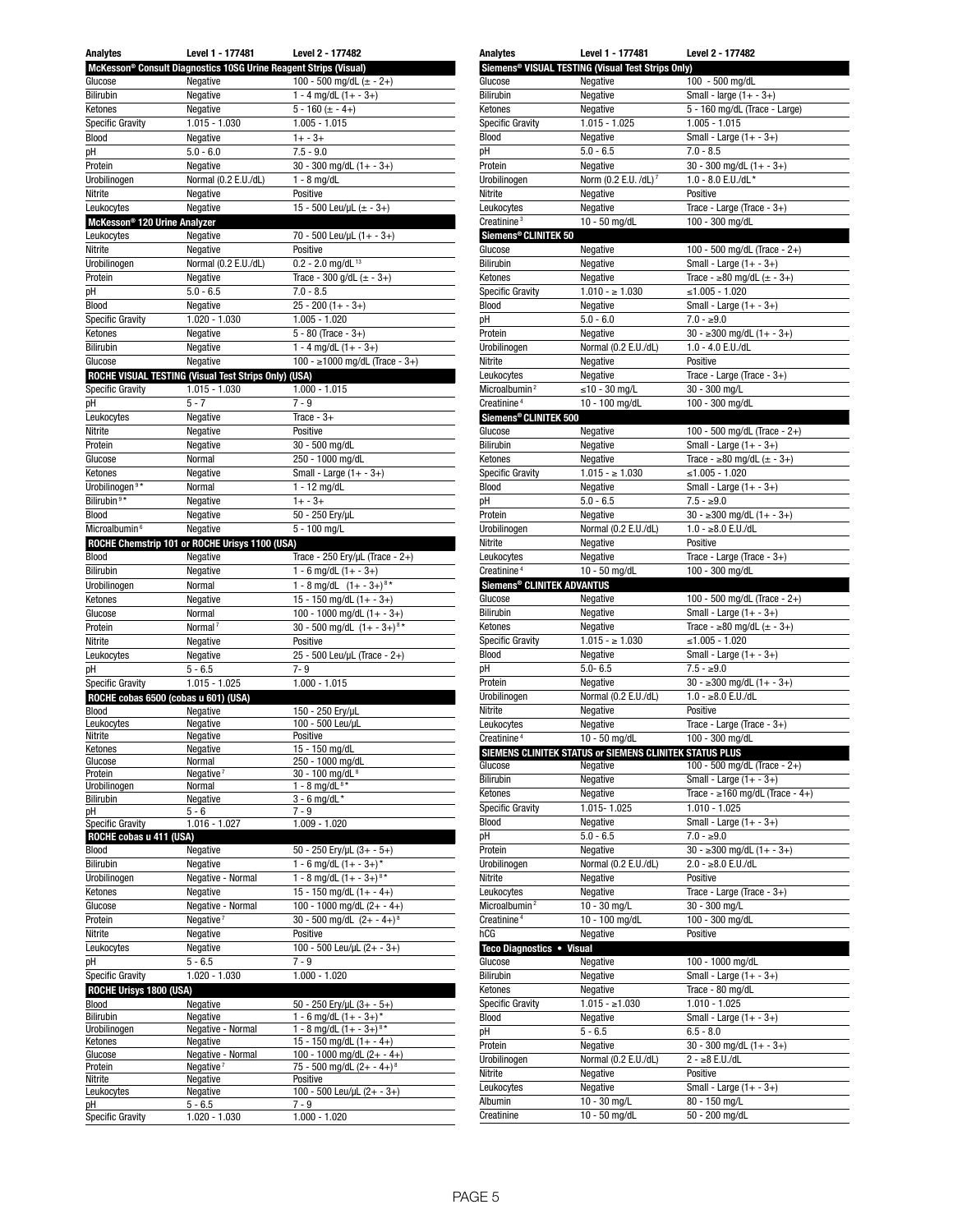| Analytes | Level 1 - 177481 | Level 2 - 177482 |
|---|---|---|
| **McKesson® Consult Diagnostics 10SG Urine Reagent Strips (Visual)** | | |
| Glucose | Negative | 100 - 500 mg/dL (± - 2+) |
| Bilirubin | Negative | 1 - 4 mg/dL (1+ - 3+) |
| Ketones | Negative | 5 - 160 (± - 4+) |
| Specific Gravity | 1.015 - 1.030 | 1.005 - 1.015 |
| Blood | Negative | 1+ - 3+ |
| pH | 5.0 - 6.0 | 7.5 - 9.0 |
| Protein | Negative | 30 - 300 mg/dL (1+ - 3+) |
| Urobilinogen | Normal (0.2 E.U./dL) | 1 - 8 mg/dL |
| Nitrite | Negative | Positive |
| Leukocytes | Negative | 15 - 500 Leu/µL (± - 3+) |
| **McKesson® 120 Urine Analyzer** | | |
| Leukocytes | Negative | 70 - 500 Leu/µL (1+ - 3+) |
| Nitrite | Negative | Positive |
| Urobilinogen | Normal (0.2 E.U./dL) | 0.2 - 2.0 mg/dL [13] |
| Protein | Negative | Trace - 300 g/dL (± - 3+) |
| pH | 5.0 - 6.5 | 7.0 - 8.5 |
| Blood | Negative | 25 - 200 (1+ - 3+) |
| Specific Gravity | 1.020 - 1.030 | 1.005 - 1.020 |
| Ketones | Negative | 5 - 80 (Trace - 3+) |
| Bilirubin | Negative | 1 - 4 mg/dL (1+ - 3+) |
| Glucose | Negative | 100 - ≥1000 mg/dL (Trace - 3+) |
| **ROCHE VISUAL TESTING (Visual Test Strips Only) (USA)** | | |
| Specific Gravity | 1.015 - 1.030 | 1.000 - 1.015 |
| pH | 5 - 7 | 7 - 9 |
| Leukocytes | Negative | Trace - 3+ |
| Nitrite | Negative | Positive |
| Protein | Negative | 30 - 500 mg/dL |
| Glucose | Normal | 250 - 1000 mg/dL |
| Ketones | Negative | Small - Large (1+ - 3+) |
| Urobilinogen [9]* | Normal | 1 - 12 mg/dL |
| Bilirubin [9]* | Negative | 1+ - 3+ |
| Blood | Negative | 50 - 250 Ery/µL |
| Microalbumin [6] | Negative | 5 - 100 mg/L |
| **ROCHE Chemstrip 101 or ROCHE Urisys 1100 (USA)** | | |
| Blood | Negative | Trace - 250 Ery/µL (Trace - 2+) |
| Bilirubin | Negative | 1 - 6 mg/dL (1+ - 3+) |
| Urobilinogen | Normal | 1 - 8 mg/dL (1+ - 3+) [8]* |
| Ketones | Negative | 15 - 150 mg/dL (1+ - 3+) |
| Glucose | Normal | 100 - 1000 mg/dL (1+ - 3+) |
| Protein | Normal [7] | 30 - 500 mg/dL (1+ - 3+) [8]* |
| Nitrite | Negative | Positive |
| Leukocytes | Negative | 25 - 500 Leu/µL (Trace - 2+) |
| pH | 5 - 6.5 | 7- 9 |
| Specific Gravity | 1.015 - 1.025 | 1.000 - 1.015 |
| **ROCHE cobas 6500 (cobas u 601) (USA)** | | |
| Blood | Negative | 150 - 250 Ery/µL |
| Leukocytes | Negative | 100 - 500 Leu/µL |
| Nitrite | Negative | Positive |
| Ketones | Negative | 15 - 150 mg/dL |
| Glucose | Normal | 250 - 1000 mg/dL |
| Protein | Negative [7] | 30 - 100 mg/dL [8] |
| Urobilinogen | Normal | 1 - 8 mg/dL [8]* |
| Bilirubin | Negative | 3 - 6 mg/dL * |
| pH | 5 - 6 | 7 - 9 |
| Specific Gravity | 1.016 - 1.027 | 1.009 - 1.020 |
| **ROCHE cobas u 411 (USA)** | | |
| Blood | Negative | 50 - 250 Ery/µL (3+ - 5+) |
| Bilirubin | Negative | 1 - 6 mg/dL (1+ - 3+)* |
| Urobilinogen | Negative - Normal | 1 - 8 mg/dL (1+ - 3+) [8]* |
| Ketones | Negative | 15 - 150 mg/dL (1+ - 4+) |
| Glucose | Negative - Normal | 100 - 1000 mg/dL (2+ - 4+) |
| Protein | Negative [7] | 30 - 500 mg/dL (2+ - 4+) [8] |
| Nitrite | Negative | Positive |
| Leukocytes | Negative | 100 - 500 Leu/µL (2+ - 3+) |
| pH | 5 - 6.5 | 7 - 9 |
| Specific Gravity | 1.020 - 1.030 | 1.000 - 1.020 |
| **ROCHE Urisys 1800 (USA)** | | |
| Blood | Negative | 50 - 250 Ery/µL (3+ - 5+) |
| Bilirubin | Negative | 1 - 6 mg/dL (1+ - 3+)* |
| Urobilinogen | Negative - Normal | 1 - 8 mg/dL (1+ - 3+) [8]* |
| Ketones | Negative | 15 - 150 mg/dL (1+ - 4+) |
| Glucose | Negative - Normal | 100 - 1000 mg/dL (2+ - 4+) |
| Protein | Negative [7] | 75 - 500 mg/dL (2+ - 4+) [8] |
| Nitrite | Negative | Positive |
| Leukocytes | Negative | 100 - 500 Leu/µL (2+ - 3+) |
| pH | 5 - 6.5 | 7 - 9 |
| Specific Gravity | 1.020 - 1.030 | 1.000 - 1.020 |

| Analytes | Level 1 - 177481 | Level 2 - 177482 |
|---|---|---|
| **Siemens® VISUAL TESTING (Visual Test Strips Only)** | | |
| Glucose | Negative | 100 - 500 mg/dL |
| Bilirubin | Negative | Small - large (1+ - 3+) |
| Ketones | Negative | 5 - 160 mg/dL (Trace - Large) |
| Specific Gravity | 1.015 - 1.025 | 1.005 - 1.015 |
| Blood | Negative | Small - Large (1+ - 3+) |
| pH | 5.0 - 6.5 | 7.0 - 8.5 |
| Protein | Negative | 30 - 300 mg/dL (1+ - 3+) |
| Urobilinogen | Norm (0.2 E.U. /dL) [7] | 1.0 - 8.0 E.U./dL * |
| Nitrite | Negative | Positive |
| Leukocytes | Negative | Trace - Large (Trace - 3+) |
| Creatinine [3] | 10 - 50 mg/dL | 100 - 300 mg/dL |
| **Siemens® CLINITEK 50** | | |
| Glucose | Negative | 100 - 500 mg/dL (Trace - 2+) |
| Bilirubin | Negative | Small - Large (1+ - 3+) |
| Ketones | Negative | Trace - ≥80 mg/dL (± - 3+) |
| Specific Gravity | 1.010 - ≥ 1.030 | ≤1.005 - 1.020 |
| Blood | Negative | Small - Large (1+ - 3+) |
| pH | 5.0 - 6.0 | 7.0 - ≥9.0 |
| Protein | Negative | 30 - ≥300 mg/dL (1+ - 3+) |
| Urobilinogen | Normal (0.2 E.U./dL) | 1.0 - 4.0 E.U./dL |
| Nitrite | Negative | Positive |
| Leukocytes | Negative | Trace - Large (Trace - 3+) |
| Microalbumin [2] | ≤10 - 30 mg/L | 30 - 300 mg/L |
| Creatinine [4] | 10 - 100 mg/dL | 100 - 300 mg/dL |
| **Siemens® CLINITEK 500** | | |
| Glucose | Negative | 100 - 500 mg/dL (Trace - 2+) |
| Bilirubin | Negative | Small - Large (1+ - 3+) |
| Ketones | Negative | Trace - ≥80 mg/dL (± - 3+) |
| Specific Gravity | 1.015 - ≥ 1.030 | ≤1.005 - 1.020 |
| Blood | Negative | Small - Large (1+ - 3+) |
| pH | 5.0 - 6.5 | 7.5 - ≥9.0 |
| Protein | Negative | 30 - ≥300 mg/dL (1+ - 3+) |
| Urobilinogen | Normal (0.2 E.U./dL) | 1.0 - ≥8.0 E.U./dL |
| Nitrite | Negative | Positive |
| Leukocytes | Negative | Trace - Large (Trace - 3+) |
| Creatinine [4] | 10 - 50 mg/dL | 100 - 300 mg/dL |
| **Siemens® CLINITEK ADVANTUS** | | |
| Glucose | Negative | 100 - 500 mg/dL (Trace - 2+) |
| Bilirubin | Negative | Small - Large (1+ - 3+) |
| Ketones | Negative | Trace - ≥80 mg/dL (± - 3+) |
| Specific Gravity | 1.015 - ≥ 1.030 | ≤1.005 - 1.020 |
| Blood | Negative | Small - Large (1+ - 3+) |
| pH | 5.0- 6.5 | 7.5 - ≥9.0 |
| Protein | Negative | 30 - ≥300 mg/dL (1+ - 3+) |
| Urobilinogen | Normal (0.2 E.U./dL) | 1.0 - ≥8.0 E.U./dL |
| Nitrite | Negative | Positive |
| Leukocytes | Negative | Trace - Large (Trace - 3+) |
| Creatinine [4] | 10 - 50 mg/dL | 100 - 300 mg/dL |
| **SIEMENS CLINITEK STATUS or SIEMENS CLINITEK STATUS PLUS** | | |
| Glucose | Negative | 100 - 500 mg/dL (Trace - 2+) |
| Bilirubin | Negative | Small - Large (1+ - 3+) |
| Ketones | Negative | Trace - ≥160 mg/dL (Trace - 4+) |
| Specific Gravity | 1.015- 1.025 | 1.010 - 1.025 |
| Blood | Negative | Small - Large (1+ - 3+) |
| pH | 5.0 - 6.5 | 7.0 - ≥9.0 |
| Protein | Negative | 30 - ≥300 mg/dL (1+ - 3+) |
| Urobilinogen | Normal (0.2 E.U./dL) | 2.0 - ≥8.0 E.U./dL |
| Nitrite | Negative | Positive |
| Leukocytes | Negative | Trace - Large (Trace - 3+) |
| Microalbumin [2] | 10 - 30 mg/L | 30 - 300 mg/L |
| Creatinine [4] | 10 - 100 mg/dL | 100 - 300 mg/dL |
| hCG | Negative | Positive |
| **Teco Diagnostics • Visual** | | |
| Glucose | Negative | 100 - 1000 mg/dL |
| Bilirubin | Negative | Small - Large (1+ - 3+) |
| Ketones | Negative | Trace - 80 mg/dL |
| Specific Gravity | 1.015 - ≥1.030 | 1.010 - 1.025 |
| Blood | Negative | Small - Large (1+ - 3+) |
| pH | 5 - 6.5 | 6.5 - 8.0 |
| Protein | Negative | 30 - 300 mg/dL (1+ - 3+) |
| Urobilinogen | Normal (0.2 E.U./dL) | 2 - ≥8 E.U./dL |
| Nitrite | Negative | Positive |
| Leukocytes | Negative | Small - Large (1+ - 3+) |
| Albumin | 10 - 30 mg/L | 80 - 150 mg/L |
| Creatinine | 10 - 50 mg/dL | 50 - 200 mg/dL |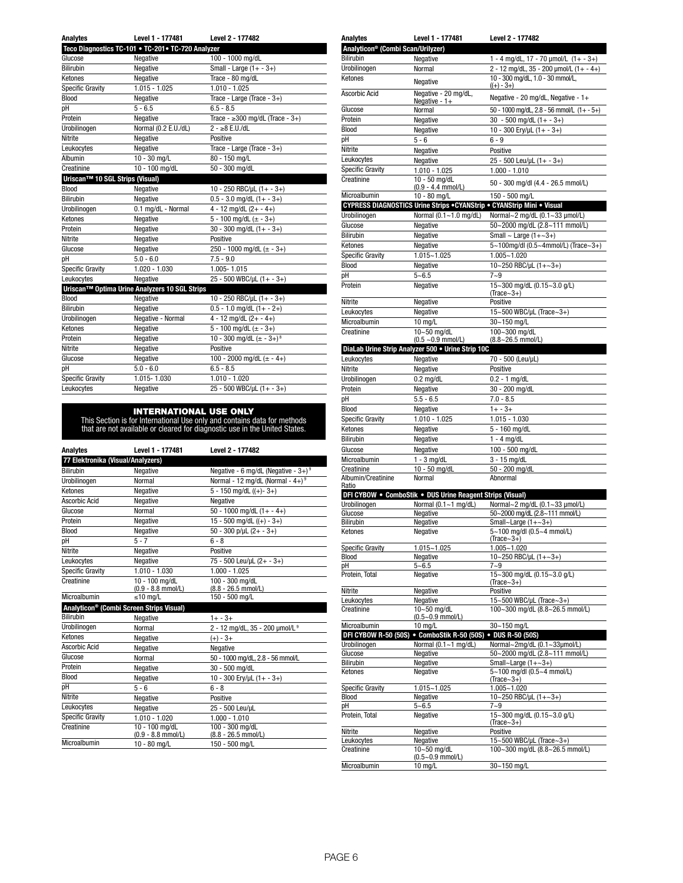| Analytes | Level 1 - 177481 | Level 2 - 177482 |
|---|---|---|
| **Teco Diagnostics TC-101 • TC-201• TC-720 Analyzer** | | |
| Glucose | Negative | 100 - 1000 mg/dL |
| Bilirubin | Negative | Small - Large (1+ - 3+) |
| Ketones | Negative | Trace - 80 mg/dL |
| Specific Gravity | 1.015 - 1.025 | 1.010 - 1.025 |
| Blood | Negative | Trace - Large (Trace - 3+) |
| pH | 5 - 6.5 | 6.5 - 8.5 |
| Protein | Negative | Trace - ≥300 mg/dL (Trace - 3+) |
| Urobilinogen | Normal (0.2 E.U./dL) | 2 - ≥8 E.U./dL |
| Nitrite | Negative | Positive |
| Leukocytes | Negative | Trace - Large (Trace - 3+) |
| Albumin | 10 - 30 mg/L | 80 - 150 mg/L |
| Creatinine | 10 - 100 mg/dL | 50 - 300 mg/dL |
| **Uriscan™ 10 SGL Strips (Visual)** | | |
| Blood | Negative | 10 - 250 RBC/μL (1+ - 3+) |
| Bilirubin | Negative | 0.5 - 3.0 mg/dL (1+ - 3+) |
| Urobilinogen | 0.1 mg/dL - Normal | 4 - 12 mg/dL (2+ - 4+) |
| Ketones | Negative | 5 - 100 mg/dL (± - 3+) |
| Protein | Negative | 30 - 300 mg/dL (1+ - 3+) |
| Nitrite | Negative | Positive |
| Glucose | Negative | 250 - 1000 mg/dL (± - 3+) |
| pH | 5.0 - 6.0 | 7.5 - 9.0 |
| Specific Gravity | 1.020 - 1.030 | 1.005- 1.015 |
| Leukocytes | Negative | 25 - 500 WBC/μL (1+ - 3+) |
| **Uriscan™ Optima Urine Analyzers 10 SGL Strips** | | |
| Blood | Negative | 10 - 250 RBC/μL (1+ - 3+) |
| Bilirubin | Negative | 0.5 - 1.0 mg/dL (1+ - 2+) |
| Urobilinogen | Negative - Normal | 4 - 12 mg/dL (2+ - 4+) |
| Ketones | Negative | 5 - 100 mg/dL (± - 3+) |
| Protein | Negative | 10 - 300 mg/dL (± - 3+)[8] |
| Nitrite | Negative | Positive |
| Glucose | Negative | 100 - 2000 mg/dL (± - 4+) |
| pH | 5.0 - 6.0 | 6.5 - 8.5 |
| Specific Gravity | 1.015- 1.030 | 1.010 - 1.020 |
| Leukocytes | Negative | 25 - 500 WBC/μL (1+ - 3+) |

## INTERNATIONAL USE ONLY

This Section is for International Use only and contains data for methods that are not available or cleared for diagnostic use in the United States.

| Analytes | Level 1 - 177481 | Level 2 - 177482 |
|---|---|---|
| **77 Elektronika (Visual/Analyzers)** | | |
| Bilirubin | Negative | Negative - 6 mg/dL (Negative - 3+)[9] |
| Urobilinogen | Normal | Normal - 12 mg/dL (Normal - 4+)[9] |
| Ketones | Negative | 5 - 150 mg/dL ((+)- 3+) |
| Ascorbic Acid | Negative | Negative |
| Glucose | Normal | 50 - 1000 mg/dL (1+ - 4+) |
| Protein | Negative | 15 - 500 mg/dL ((+) - 3+) |
| Blood | Negative | 50 - 300 p/μL (2+ - 3+) |
| pH | 5 - 7 | 6 - 8 |
| Nitrite | Negative | Positive |
| Leukocytes | Negative | 75 - 500 Leu/μL (2+ - 3+) |
| Specific Gravity | 1.010 - 1.030 | 1.000 - 1.025 |
| Creatinine | 10 - 100 mg/dL (0.9 - 8.8 mmol/L) | 100 - 300 mg/dL (8.8 - 26.5 mmol/L) |
| Microalbumin | ≤10 mg/L | 150 - 500 mg/L |
| **Analyticon® (Combi Screen Strips Visual)** | | |
| Bilirubin | Negative | 1+ - 3+ |
| Urobilinogen | Normal | 2 - 12 mg/dL, 35 - 200 μmol/L[9] |
| Ketones | Negative | (+) - 3+ |
| Ascorbic Acid | Negative | Negative |
| Glucose | Normal | 50 - 1000 mg/dL, 2.8 - 56 mmol/L |
| Protein | Negative | 30 - 500 mg/dL |
| Blood | Negative | 10 - 300 Ery/μL (1+ - 3+) |
| pH | 5 - 6 | 6 - 8 |
| Nitrite | Negative | Positive |
| Leukocytes | Negative | 25 - 500 Leu/μL |
| Specific Gravity | 1.010 - 1.020 | 1.000 - 1.010 |
| Creatinine | 10 - 100 mg/dL (0.9 - 8.8 mmol/L) | 100 - 300 mg/dL (8.8 - 26.5 mmol/L) |
| Microalbumin | 10 - 80 mg/L | 150 - 500 mg/L |

| Analytes | Level 1 - 177481 | Level 2 - 177482 |
|---|---|---|
| **Analyticon® (Combi Scan/Urilyzer)** | | |
| Bilirubin | Negative | 1 - 4 mg/dL, 17 - 70 μmol/L (1+ - 3+) |
| Urobilinogen | Normal | 2 - 12 mg/dL, 35 - 200 μmol/L (1+ - 4+) |
| Ketones | Negative | 10 - 300 mg/dL, 1.0 - 30 mmol/L, ((+) - 3+) |
| Ascorbic Acid | Negative - 20 mg/dL, Negative - 1+ | Negative - 20 mg/dL, Negative - 1+ |
| Glucose | Normal | 50 - 1000 mg/dL, 2.8 - 56 mmol/L (1+ - 5+) |
| Protein | Negative | 30 - 500 mg/dL (1+ - 3+) |
| Blood | Negative | 10 - 300 Ery/μL (1+ - 3+) |
| pH | 5 - 6 | 6 - 9 |
| Nitrite | Negative | Positive |
| Leukocytes | Negative | 25 - 500 Leu/μL (1+ - 3+) |
| Specific Gravity | 1.010 - 1.025 | 1.000 - 1.010 |
| Creatinine | 10 - 50 mg/dL (0.9 - 4.4 mmol/L) | 50 - 300 mg/dl (4.4 - 26.5 mmol/L) |
| Microalbumin | 10 - 80 mg/L | 150 - 500 mg/L |
| **CYPRESS DIAGNOSTICS Urine Strips •CYANStrip • CYANStrip Mini • Visual** | | |
| Urobilinogen | Normal (0.1~1.0 mg/dL) | Normal~2 mg/dL (0.1~33 μmol/L) |
| Glucose | Negative | 50~2000 mg/dL (2.8~111 mmol/L) |
| Bilirubin | Negative | Small ~ Large (1+~3+) |
| Ketones | Negative | 5~100mg/dl (0.5~4mmol/L) (Trace~3+) |
| Specific Gravity | 1.015~1.025 | 1.005~1.020 |
| Blood | Negative | 10~250 RBC/μL (1+~3+) |
| pH | 5~6.5 | 7~9 |
| Protein | Negative | 15~300 mg/dL (0.15~3.0 g/L) (Trace~3+) |
| Nitrite | Negative | Positive |
| Leukocytes | Negative | 15~500 WBC/μL (Trace~3+) |
| Microalbumin | 10 mg/L | 30~150 mg/L |
| Creatinine | 10~50 mg/dL (0.5 ~0.9 mmol/L) | 100~300 mg/dL (8.8~26.5 mmol/L) |
| **DiaLab Urine Strip Analyzer 500 • Urine Strip 10C** | | |
| Leukocytes | Negative | 70 - 500 (Leu/μL) |
| Nitrite | Negative | Positive |
| Urobilinogen | 0.2 mg/dL | 0.2 - 1 mg/dL |
| Protein | Negative | 30 - 200 mg/dL |
| pH | 5.5 - 6.5 | 7.0 - 8.5 |
| Blood | Negative | 1+ - 3+ |
| Specific Gravity | 1.010 - 1.025 | 1.015 - 1.030 |
| Ketones | Negative | 5 - 160 mg/dL |
| Bilirubin | Negative | 1 - 4 mg/dL |
| Glucose | Negative | 100 - 500 mg/dL |
| Microalbumin | 1 - 3 mg/dL | 3 - 15 mg/dL |
| Creatinine | 10 - 50 mg/dL | 50 - 200 mg/dL |
| Albumin/Creatinine Ratio | Normal | Abnormal |
| **DFI CYBOW • ComboStik • DUS Urine Reagent Strips (Visual)** | | |
| Urobilinogen | Normal (0.1~1 mg/dL) | Normal~2 mg/dL (0.1~33 μmol/L) |
| Glucose | Negative | 50~2000 mg/dL (2.8~111 mmol/L) |
| Bilirubin | Negative | Small~Large (1+~3+) |
| Ketones | Negative | 5~100 mg/dl (0.5~4 mmol/L) (Trace~3+) |
| Specific Gravity | 1.015~1.025 | 1.005~1.020 |
| Blood | Negative | 10~250 RBC/μL (1+~3+) |
| pH | 5~6.5 | 7~9 |
| Protein, Total | Negative | 15~300 mg/dL (0.15~3.0 g/L) (Trace~3+) |
| Nitrite | Negative | Positive |
| Leukocytes | Negative | 15~500 WBC/μL (Trace~3+) |
| Creatinine | 10~50 mg/dL (0.5~0.9 mmol/L) | 100~300 mg/dL (8.8~26.5 mmol/L) |
| Microalbumin | 10 mg/L | 30~150 mg/L |
| **DFI CYBOW R-50 (50S) • ComboStik R-50 (50S) • DUS R-50 (50S)** | | |
| Urobilinogen | Normal (0.1~1 mg/dL) | Normal~2mg/dL (0.1~33μmol/L) |
| Glucose | Negative | 50~2000 mg/dL (2.8~111 mmol/L) |
| Bilirubin | Negative | Small~Large (1+~3+) |
| Ketones | Negative | 5~100 mg/dl (0.5~4 mmol/L) (Trace~3+) |
| Specific Gravity | 1.015~1.025 | 1.005~1.020 |
| Blood | Negative | 10~250 RBC/μL (1+~3+) |
| pH | 5~6.5 | 7~9 |
| Protein, Total | Negative | 15~300 mg/dL (0.15~3.0 g/L) (Trace~3+) |
| Nitrite | Negative | Positive |
| Leukocytes | Negative | 15~500 WBC/μL (Trace~3+) |
| Creatinine | 10~50 mg/dL (0.5~0.9 mmol/L) | 100~300 mg/dL (8.8~26.5 mmol/L) |
| Microalbumin | 10 mg/L | 30~150 mg/L |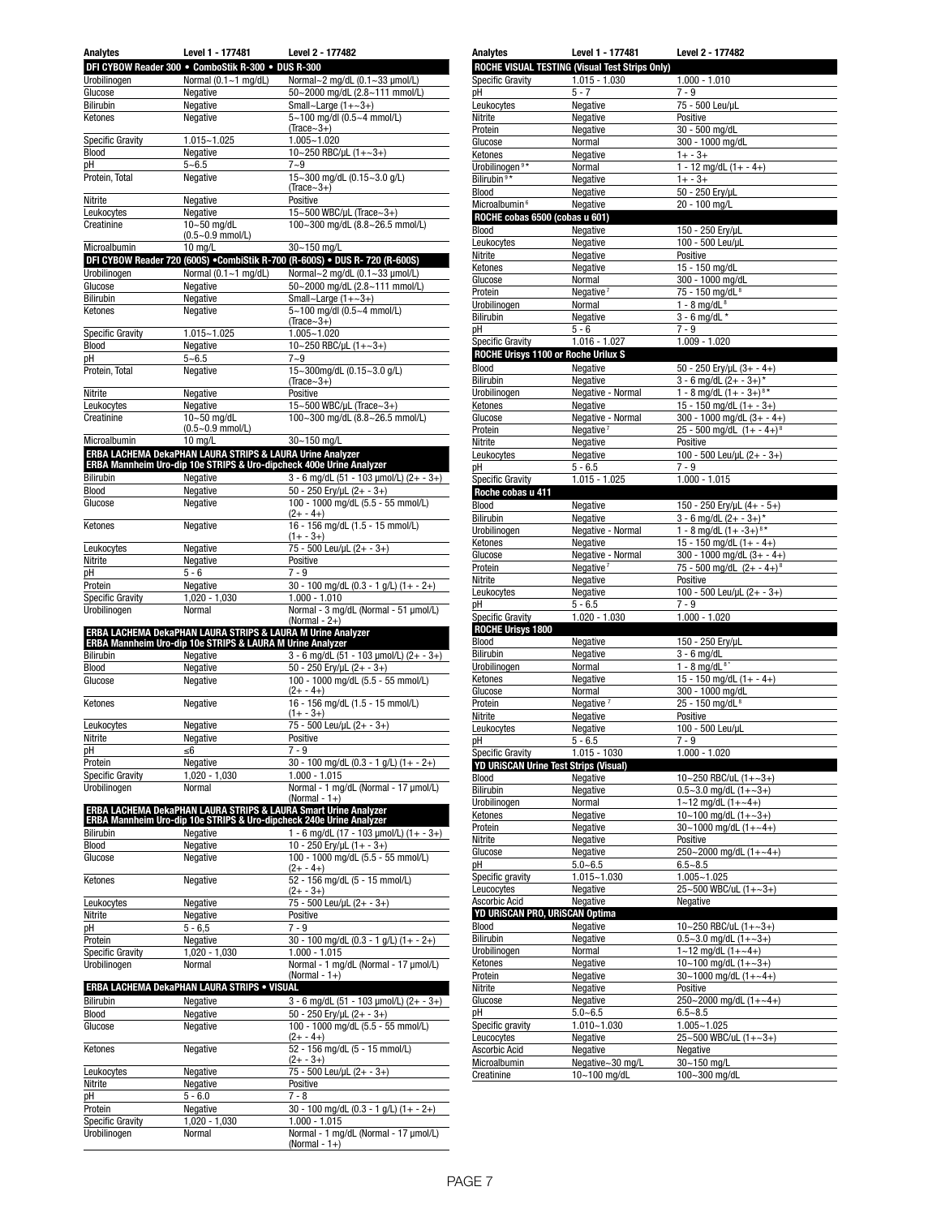| Analytes | Level 1 - 177481 | Level 2 - 177482 |
|---|---|---|
| **DFI CYBOW Reader 300 • ComboStik R-300 • DUS R-300** | | |
| Urobilinogen | Normal (0.1~1 mg/dL) | Normal~2 mg/dL (0.1~33 µmol/L) |
| Glucose | Negative | 50~2000 mg/dL (2.8~111 mmol/L) |
| Bilirubin | Negative | Small~Large (1+~3+) |
| Ketones | Negative | 5~100 mg/dl (0.5~4 mmol/L) (Trace~3+) |
| Specific Gravity | 1.015~1.025 | 1.005~1.020 |
| Blood | Negative | 10~250 RBC/µL (1+~3+) |
| pH | 5~6.5 | 7~9 |
| Protein, Total | Negative | 15~300 mg/dL (0.15~3.0 g/L) (Trace~3+) |
| Nitrite | Negative | Positive |
| Leukocytes | Negative | 15~500 WBC/µL (Trace~3+) |
| Creatinine | 10~50 mg/dL (0.5~0.9 mmol/L) | 100~300 mg/dL (8.8~26.5 mmol/L) |
| Microalbumin | 10 mg/L | 30~150 mg/L |
| **DFI CYBOW Reader 720 (600S) •CombiStik R-700 (R-600S) • DUS R- 720 (R-600S)** | | |
| Urobilinogen | Normal (0.1~1 mg/dL) | Normal~2 mg/dL (0.1~33 µmol/L) |
| Glucose | Negative | 50~2000 mg/dL (2.8~111 mmol/L) |
| Bilirubin | Negative | Small~Large (1+~3+) |
| Ketones | Negative | 5~100 mg/dl (0.5~4 mmol/L) (Trace~3+) |
| Specific Gravity | 1.015~1.025 | 1.005~1.020 |
| Blood | Negative | 10~250 RBC/µL (1+~3+) |
| pH | 5~6.5 | 7~9 |
| Protein, Total | Negative | 15~300mg/dL (0.15~3.0 g/L) (Trace~3+) |
| Nitrite | Negative | Positive |
| Leukocytes | Negative | 15~500 WBC/µL (Trace~3+) |
| Creatinine | 10~50 mg/dL (0.5~0.9 mmol/L) | 100~300 mg/dL (8.8~26.5 mmol/L) |
| Microalbumin | 10 mg/L | 30~150 mg/L |
| **ERBA LACHEMA DekaPHAN LAURA STRIPS & LAURA Urine Analyzer ERBA Mannheim Uro-dip 10e STRIPS & Uro-dipcheck 400e Urine Analyzer** | | |
| Bilirubin | Negative | 3 - 6 mg/dL (51 - 103 µmol/L) (2+ - 3+) |
| Blood | Negative | 50 - 250 Ery/µL (2+ - 3+) |
| Glucose | Negative | 100 - 1000 mg/dL (5.5 - 55 mmol/L) (2+ - 4+) |
| Ketones | Negative | 16 - 156 mg/dL (1.5 - 15 mmol/L) (1+ - 3+) |
| Leukocytes | Negative | 75 - 500 Leu/µL (2+ - 3+) |
| Nitrite | Negative | Positive |
| pH | 5 - 6 | 7 - 9 |
| Protein | Negative | 30 - 100 mg/dL (0.3 - 1 g/L) (1+ - 2+) |
| Specific Gravity | 1,020 - 1,030 | 1.000 - 1.010 |
| Urobilinogen | Normal | Normal - 3 mg/dL (Normal - 51 µmol/L) (Normal - 2+) |
| **ERBA LACHEMA DekaPHAN LAURA STRIPS & LAURA M Urine Analyzer ERBA Mannheim Uro-dip 10e STRIPS & LAURA M Urine Analyzer** | | |
| Bilirubin | Negative | 3 - 6 mg/dL (51 - 103 µmol/L) (2+ - 3+) |
| Blood | Negative | 50 - 250 Ery/µL (2+ - 3+) |
| Glucose | Negative | 100 - 1000 mg/dL (5.5 - 55 mmol/L) (2+ - 4+) |
| Ketones | Negative | 16 - 156 mg/dL (1.5 - 15 mmol/L) (1+ - 3+) |
| Leukocytes | Negative | 75 - 500 Leu/µL (2+ - 3+) |
| Nitrite | Negative | Positive |
| pH | ≤6 | 7 - 9 |
| Protein | Negative | 30 - 100 mg/dL (0.3 - 1 g/L) (1+ - 2+) |
| Specific Gravity | 1,020 - 1,030 | 1.000 - 1.015 |
| Urobilinogen | Normal | Normal - 1 mg/dL (Normal - 17 µmol/L) (Normal - 1+) |
| **ERBA LACHEMA DekaPHAN LAURA STRIPS & LAURA Smart Urine Analyzer ERBA Mannheim Uro-dip 10e STRIPS & Uro-dipcheck 240e Urine Analyzer** | | |
| Bilirubin | Negative | 1 - 6 mg/dL (17 - 103 µmol/L) (1+ - 3+) |
| Blood | Negative | 10 - 250 Ery/µL (1+ - 3+) |
| Glucose | Negative | 100 - 1000 mg/dL (5.5 - 55 mmol/L) (2+ - 4+) |
| Ketones | Negative | 52 - 156 mg/dL (5 - 15 mmol/L) (2+ - 3+) |
| Leukocytes | Negative | 75 - 500 Leu/µL (2+ - 3+) |
| Nitrite | Negative | Positive |
| pH | 5 - 6,5 | 7 - 9 |
| Protein | Negative | 30 - 100 mg/dL (0.3 - 1 g/L) (1+ - 2+) |
| Specific Gravity | 1,020 - 1,030 | 1.000 - 1.015 |
| Urobilinogen | Normal | Normal - 1 mg/dL (Normal - 17 µmol/L) (Normal - 1+) |
| **ERBA LACHEMA DekaPHAN LAURA STRIPS • VISUAL** | | |
| Bilirubin | Negative | 3 - 6 mg/dL (51 - 103 µmol/L) (2+ - 3+) |
| Blood | Negative | 50 - 250 Ery/µL (2+ - 3+) |
| Glucose | Negative | 100 - 1000 mg/dL (5.5 - 55 mmol/L) (2+ - 4+) |
| Ketones | Negative | 52 - 156 mg/dL (5 - 15 mmol/L) (2+ - 3+) |
| Leukocytes | Negative | 75 - 500 Leu/µL (2+ - 3+) |
| Nitrite | Negative | Positive |
| pH | 5 - 6.0 | 7 - 8 |
| Protein | Negative | 30 - 100 mg/dL (0.3 - 1 g/L) (1+ - 2+) |
| Specific Gravity | 1,020 - 1,030 | 1.000 - 1.015 |
| Urobilinogen | Normal | Normal - 1 mg/dL (Normal - 17 µmol/L) (Normal - 1+) |

| Analytes | Level 1 - 177481 | Level 2 - 177482 |
|---|---|---|
| **ROCHE VISUAL TESTING (Visual Test Strips Only)** | | |
| Specific Gravity | 1.015 - 1.030 | 1.000 - 1.010 |
| pH | 5 - 7 | 7 - 9 |
| Leukocytes | Negative | 75 - 500 Leu/µL |
| Nitrite | Negative | Positive |
| Protein | Negative | 30 - 500 mg/dL |
| Glucose | Normal | 300 - 1000 mg/dL |
| Ketones | Negative | 1+ - 3+ |
| Urobilinogen [9]* | Normal | 1 - 12 mg/dL (1+ - 4+) |
| Bilirubin [9]* | Negative | 1+ - 3+ |
| Blood | Negative | 50 - 250 Ery/µL |
| Microalbumin [6] | Negative | 20 - 100 mg/L |
| **ROCHE cobas 6500 (cobas u 601)** | | |
| Blood | Negative | 150 - 250 Ery/µL |
| Leukocytes | Negative | 100 - 500 Leu/µL |
| Nitrite | Negative | Positive |
| Ketones | Negative | 15 - 150 mg/dL |
| Glucose | Normal | 300 - 1000 mg/dL |
| Protein | Negative [7] | 75 - 150 mg/dL [8] |
| Urobilinogen | Normal | 1 - 8 mg/dL [8] |
| Bilirubin | Negative | 3 - 6 mg/dL * |
| pH | 5 - 6 | 7 - 9 |
| Specific Gravity | 1.016 - 1.027 | 1.009 - 1.020 |
| **ROCHE Urisys 1100 or Roche Urilux S** | | |
| Blood | Negative | 50 - 250 Ery/µL (3+ - 4+) |
| Bilirubin | Negative | 3 - 6 mg/dL (2+ - 3+)* |
| Urobilinogen | Negative - Normal | 1 - 8 mg/dL (1+ - 3+) [8]* |
| Ketones | Negative | 15 - 150 mg/dL (1+ - 3+) |
| Glucose | Negative - Normal | 300 - 1000 mg/dL (3+ - 4+) |
| Protein | Negative [7] | 25 - 500 mg/dL (1+ - 4+) [8] |
| Nitrite | Negative | Positive |
| Leukocytes | Negative | 100 - 500 Leu/µL (2+ - 3+) |
| pH | 5 - 6.5 | 7 - 9 |
| Specific Gravity | 1.015 - 1.025 | 1.000 - 1.015 |
| **Roche cobas u 411** | | |
| Blood | Negative | 150 - 250 Ery/µL (4+ - 5+) |
| Bilirubin | Negative | 3 - 6 mg/dL (2+ - 3+)* |
| Urobilinogen | Negative - Normal | 1 - 8 mg/dL (1+ -3+) [8]* |
| Ketones | Negative | 15 - 150 mg/dL (1+ - 4+) |
| Glucose | Negative - Normal | 300 - 1000 mg/dL (3+ - 4+) |
| Protein | Negative [7] | 75 - 500 mg/dL (2+ - 4+) [8] |
| Nitrite | Negative | Positive |
| Leukocytes | Negative | 100 - 500 Leu/µL (2+ - 3+) |
| pH | 5 - 6.5 | 7 - 9 |
| Specific Gravity | 1.020 - 1.030 | 1.000 - 1.020 |
| **ROCHE Urisys 1800** | | |
| Blood | Negative | 150 - 250 Ery/µL |
| Bilirubin | Negative | 3 - 6 mg/dL |
| Urobilinogen | Normal | 1 - 8 mg/dL [8]* |
| Ketones | Negative | 15 - 150 mg/dL (1+ - 4+) |
| Glucose | Normal | 300 - 1000 mg/dL |
| Protein | Negative [7] | 25 - 150 mg/dL [8] |
| Nitrite | Negative | Positive |
| Leukocytes | Negative | 100 - 500 Leu/µL |
| pH | 5 - 6.5 | 7 - 9 |
| Specific Gravity | 1.015 - 1030 | 1.000 - 1.020 |
| **YD URiSCAN Urine Test Strips (Visual)** | | |
| Blood | Negative | 10~250 RBC/uL (1+~3+) |
| Bilirubin | Negative | 0.5~3.0 mg/dL (1+~3+) |
| Urobilinogen | Normal | 1~12 mg/dL (1+~4+) |
| Ketones | Negative | 10~100 mg/dL (1+~3+) |
| Protein | Negative | 30~1000 mg/dL (1+~4+) |
| Nitrite | Negative | Positive |
| Glucose | Negative | 250~2000 mg/dL (1+~4+) |
| pH | 5.0~6.5 | 6.5~8.5 |
| Specific gravity | 1.015~1.030 | 1.005~1.025 |
| Leucocytes | Negative | 25~500 WBC/uL (1+~3+) |
| Ascorbic Acid | Negative | Negative |
| **YD URiSCAN PRO, URiSCAN Optima** | | |
| Blood | Negative | 10~250 RBC/uL (1+~3+) |
| Bilirubin | Negative | 0.5~3.0 mg/dL (1+~3+) |
| Urobilinogen | Normal | 1~12 mg/dL (1+~4+) |
| Ketones | Negative | 10~100 mg/dL (1+~3+) |
| Protein | Negative | 30~1000 mg/dL (1+~4+) |
| Nitrite | Negative | Positive |
| Glucose | Negative | 250~2000 mg/dL (1+~4+) |
| pH | 5.0~6.5 | 6.5~8.5 |
| Specific gravity | 1.010~1.030 | 1.005~1.025 |
| Leucocytes | Negative | 25~500 WBC/uL (1+~3+) |
| Ascorbic Acid | Negative | Negative |
| Microalbumin | Negative~30 mg/L | 30~150 mg/L |
| Creatinine | 10~100 mg/dL | 100~300 mg/dL |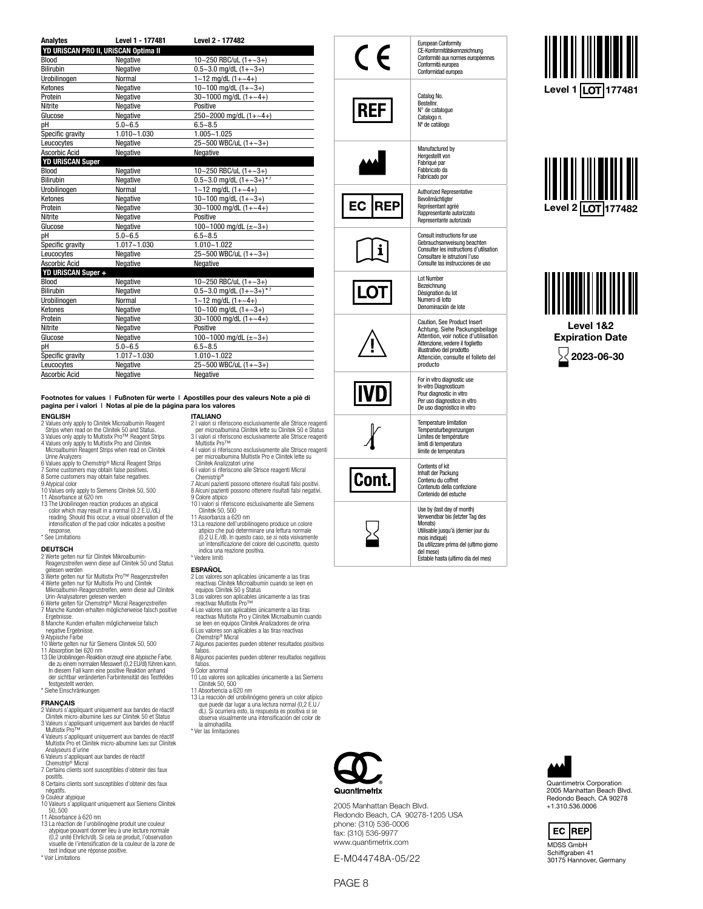| Analytes | Level 1 - 177481 | Level 2 - 177482 |
|---|---|---|
| **YD URiSCAN PRO II, URiSCAN Optima II** | | |
| Blood | Negative | 10~250 RBC/uL (1+~3+) |
| Bilirubin | Negative | 0.5~3.0 mg/dL (1+~3+) |
| Urobilinogen | Normal | 1~12 mg/dL (1+~4+) |
| Ketones | Negative | 10~100 mg/dL (1+~3+) |
| Protein | Negative | 30~1000 mg/dL (1+~4+) |
| Nitrite | Negative | Positive |
| Glucose | Negative | 250~2000 mg/dL (1+~4+) |
| pH | 5.0~6.5 | 6.5~8.5 |
| Specific gravity | 1.010~1.030 | 1.005~1.025 |
| Leucocytes | Negative | 25~500 WBC/uL (1+~3+) |
| Ascorbic Acid | Negative | Negative |
| **YD URiSCAN Super** | | |
| Blood | Negative | 10~250 RBC/uL (1+~3+) |
| Bilirubin | Negative | 0.5~3.0 mg/dL (1+~3+) * 7 |
| Urobilinogen | Normal | 1~12 mg/dL (1+~4+) |
| Ketones | Negative | 10~100 mg/dL (1+~3+) |
| Protein | Negative | 30~1000 mg/dL (1+~4+) |
| Nitrite | Negative | Positive |
| Glucose | Negative | 100~1000 mg/dL (±~3+) |
| pH | 5.0~6.5 | 6.5~8.5 |
| Specific gravity | 1.017~1.030 | 1.010~1.022 |
| Leucocytes | Negative | 25~500 WBC/uL (1+~3+) |
| Ascorbic Acid | Negative | Negative |
| **YD URiSCAN Super +** | | |
| Blood | Negative | 10~250 RBC/uL (1+~3+) |
| Bilirubin | Negative | 0.5~3.0 mg/dL (1+~3+) * 7 |
| Urobilinogen | Normal | 1~12 mg/dL (1+~4+) |
| Ketones | Negative | 10~100 mg/dL (1+~3+) |
| Protein | Negative | 30~1000 mg/dL (1+~4+) |
| Nitrite | Negative | Positive |
| Glucose | Negative | 100~1000 mg/dL (±~3+) |
| pH | 5.0~6.5 | 6.5~8.5 |
| Specific gravity | 1.017~1.030 | 1.010~1.022 |
| Leucocytes | Negative | 25~500 WBC/uL (1+~3+) |
| Ascorbic Acid | Negative | Negative |

**Footnotes for values | Fußnoten für werte | Apostilles pour des valeurs Note a piè di pagina per i valori | Notas al pie de la página para los valores**

**ENGLISH**
2 Values only apply to Clinitek Microalbumin Reagent Strips when read on the Clinitek 50 and Status.
3 Values only apply to Multistix Pro™ Reagent Strips
4 Values only apply to Multistix Pro and Clinitek Microalbumin Reagent Strips when read on Clinitek Urine Analyzers
6 Values apply to Chemstrip® Micral Reagent Strips
7 Some customers may obtain false positives.
8 Some customers may obtain false negatives.
9 Atypical color
10 Values only apply to Siemens Clinitek 50, 500
11 Absorbance at 620 nm
13 The Urobilinogen reaction produces an atypical color which may result in a normal (0.2 E.U./dL) reading. Should this occur, a visual observation of the intensification of the pad color indicates a positive response.
* See Limitations

**DEUTSCH**
2 Werte gelten nur für Clinitek Mikroalbumin-Reagenzstreifen wenn diese auf Clinitek 50 und Status gelesen werden
3 Werte gelten nur für Multistix Pro™ Reagenzstreifen
4 Werte gelten nur für Multistix Pro und Clinitek Mikroalbumin-Reagenzstreifen, wenn diese auf Clinitek Urin-Analysatoren gelesen werden
6 Werte gelten für Chemstrip® Micral Reagenzstreifen
7 Manche Kunden erhalten möglicherweise falsch positive Ergebnisse.
8 Manche Kunden erhalten möglicherweise falsch negative Ergebnisse.
9 Atypische Farbe
10 Werte gelten nur für Siemens Clinitek 50, 500
11 Absorption bei 620 nm
13 Die Urobilinogen-Reaktion erzeugt eine atypische Farbe, die zu einem normalen Messwert (0,2 EU/dl) führen kann. In diesem Fall kann eine positive Reaktion anhand der sichtbar veränderten Farbintensität des Testfeldes festgestellt werden.
* Siehe Einschränkungen

**FRANÇAIS**
2 Valeurs s'appliquant uniquement aux bandes de réactif Clinitek micro-albumine lues sur Clinitek 50 et Status
3 Valeurs s'appliquant uniquement aux bandes de réactif Multistix Pro™
4 Valeurs s'appliquant uniquement aux bandes de réactif Multistix Pro et Clinitek micro-albumine lues sur Clinitek Analyseurs d'urine
6 Valeurs s'appliquant aux bandes de réactif Chemstrip® Micral
7 Certains clients sont susceptibles d'obtenir des faux positifs.
8 Certains clients sont susceptibles d'obtenir des faux négatifs.
9 Couleur atypique
10 Valeurs s'appliquant uniquement aux Siemens Clinitek 50, 500
11 Absorbance à 620 nm
13 La réaction de l'urobilinogène produit une couleur atypique pouvant donner lieu à une lecture normale (0,2 unité Ehrlich/dl). Si cela se produit, l'observation visuelle de l'intensification de la couleur de la zone de test indique une réponse positive.
* Voir Limitations

**ITALIANO**
2 I valori si riferiscono esclusivamente alle Strisce reagenti per microalbumina Clinitek lette su Clinitek 50 e Status
3 I valori si riferiscono esclusivamente alle Strisce reagenti Multistix Pro™
4 I valori si riferiscono esclusivamente alle Strisce reagenti per microalbumina Multistix Pro e Clinitek lette su Clinitek Analizzatori urine
6 I valori si riferiscono alle Strisce reagenti Micral Chemistrip®
7 Alcuni pazienti possono ottenere risultati falsi positivi.
8 Alcuni pazienti possono ottenere risultati falsi negativi.
9 Colore atipico
10 I valori si riferiscono esclusivamente alle Siemens Clinitek 50, 500
11 Assorbanza a 620 nm
13 La reazione dell'urobilinogeno produce un colore atipico che può determinare una lettura normale (0,2 U.E./dl). In questo caso, se si nota visivamente un'intensificazione del colore del cuscinetto, questo indica una reazione positiva.
* Vedere limiti

**ESPAÑOL**
2 Los valores son aplicables únicamente a las tiras reactivas Clinitek Microalbumin cuando se leen en equipos Clinitek 50 y Status
3 Los valores son aplicables únicamente a las tiras reactivas Multistix Pro™
4 Los valores son aplicables únicamente a las tiras reactivas Multistix Pro y Clinitek Microalbumin cuando se leen en equipos Clinitek Analizadores de orina
6 Los valores son aplicables a las tiras reactivas Chemstrip® Micral
7 Algunos pacientes pueden obtener resultados positivos falsos.
8 Algunos pacientes pueden obtener resultados negativos falsos.
9 Color anormal
10 Los valores son aplicables únicamente a las Siemens Clinitek 50, 500
11 Absorbencia a 620 nm
13 La reacción del urobilinógeno genera un color atípico que puede dar lugar a una lectura normal (0,2 E.U./dL). Si ocurriera esto, la respuesta es positiva si se observa visualmente una intensificación del color de la almohadilla.
* Ver las limitaciones

| Symbol | Meaning |
|---|---|
| CE | European Conformity<br>CE-Konformitätskennzeichnung<br>Conformité aux normes européennes<br>Conformità europea<br>Conformidad europea |
| REF | Catalog No.<br>Bestellnr.<br>N° de catalogue<br>Catalogo n.<br>Nº de catálogo |
| (Manufacturer) | Manufactured by<br>Hergestellt von<br>Fabriqué par<br>Fabbricato da<br>Fabricado por |
| EC REP | Authorized Representative<br>Bevollmächtigter<br>Représentant agréé<br>Rappresentante autorizzato<br>Representante autorizado |
| (i) | Consult instructions for use<br>Gebrauchsanweisung beachten<br>Consulter les instructions d'utilisation<br>Consultare le istruzioni l'uso<br>Consulte las instrucciones de uso |
| LOT | Lot Number<br>Bezeichnung<br>Désignation du lot<br>Numero di lotto<br>Denominación de lote |
| (!) | Caution, See Product Insert<br>Achtung, Siehe Packungsbeilage<br>Attention, voir notice d'utilisation<br>Attenzione, vedere il foglietto illustrativo del prodotto<br>Atención, consulte el folleto del producto |
| IVD | For in vitro diagnostic use<br>In-vitro Diagnosticum<br>Pour diagnostic in vitro<br>Per uso diagnostico in vitro<br>De uso diagnóstico in vitro |
| (Temperature) | Temperature limitation<br>Temperaturbegrenzungen<br>Limites de température<br>limiti di temperatura<br>límite de temperatura |
| Cont. | Contents of kit<br>Inhalt der Packung<br>Contenu du coffret<br>Contenuto della confezione<br>Contenido del estuche |
| (Hourglass) | Use by (last day of month)<br>Verwendbar bis (letzter Tag des Monats)<br>Utilisable jusqu'à (dernier jour du mois indiqué)<br>Da utilizzare prima del (ultimo giorno del mese)<br>Estable hasta (último día del mes) |

Level 1 LOT 177481

Level 2 LOT 177482

Level 1&2
Expiration Date
2023-06-30

Quantimetrix

2005 Manhattan Beach Blvd.
Redondo Beach, CA 90278-1205 USA
phone: (310) 536-0006
fax: (310) 536-9977
www.quantimetrix.com

E-M044748A-05/22

Quantimetrix Corporation
2005 Manhattan Beach Blvd.
Redondo Beach, CA 90278
+1.310.536.0006

EC REP
MDSS GmbH
Schiffgraben 41
30175 Hannover, Germany